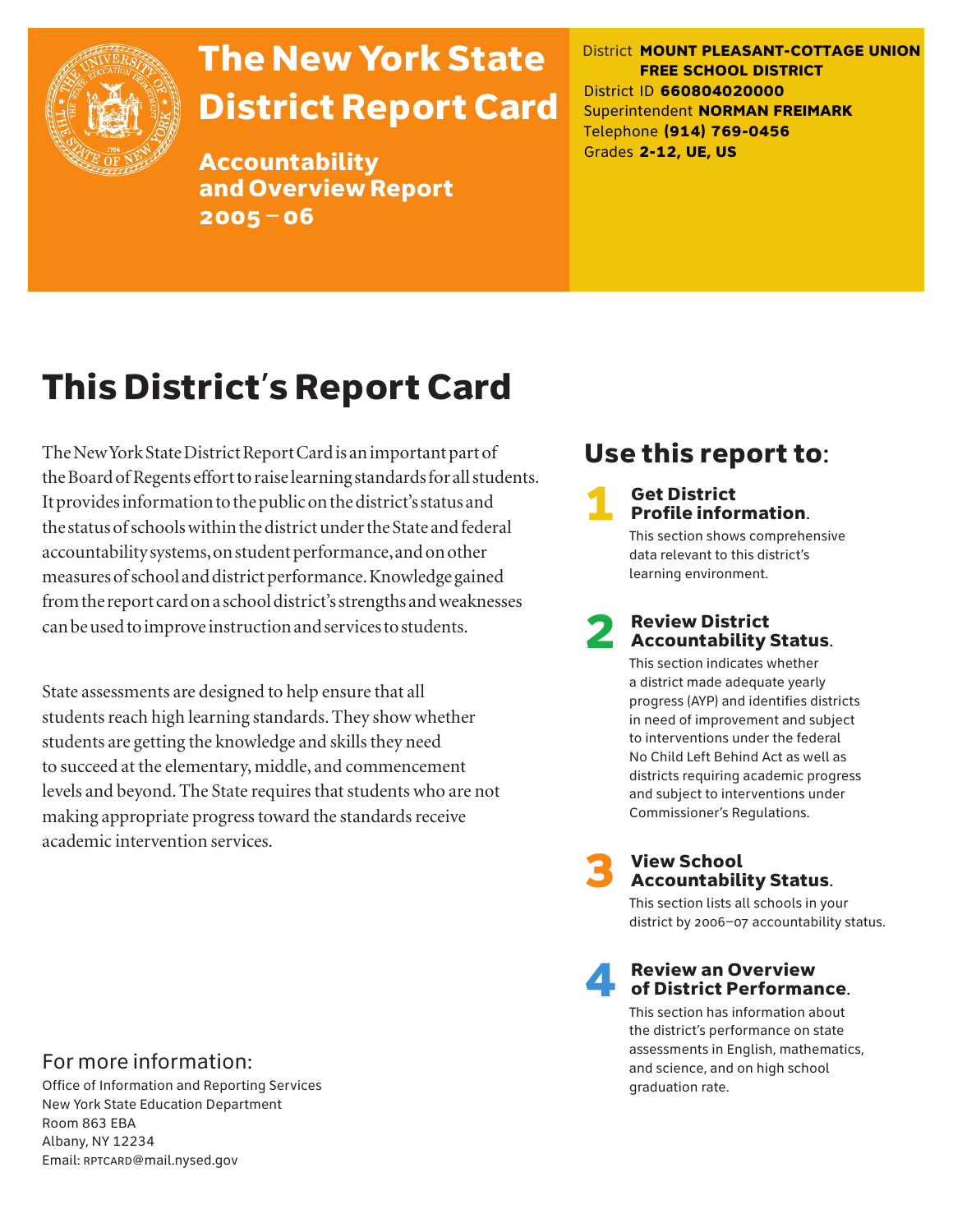# The New York State District Report Card

## Accountability and Overview Report 2005–06

District **MOUNT PLEASANT-COTTAGE UNION FREE SCHOOL DISTRICT**
District ID **660804020000**
Superintendent **NORMAN FREIMARK**
Telephone **(914) 769-0456**
Grades **2-12, UE, US**

# This District's Report Card

The New York State District Report Card is an important part of the Board of Regents effort to raise learning standards for all students. It provides information to the public on the district's status and the status of schools within the district under the State and federal accountability systems, on student performance, and on other measures of school and district performance. Knowledge gained from the report card on a school district's strengths and weaknesses can be used to improve instruction and services to students.

State assessments are designed to help ensure that all students reach high learning standards. They show whether students are getting the knowledge and skills they need to succeed at the elementary, middle, and commencement levels and beyond. The State requires that students who are not making appropriate progress toward the standards receive academic intervention services.

## Use this report to:

**1 Get District Profile information.**
This section shows comprehensive data relevant to this district's learning environment.

**2 Review District Accountability Status.**
This section indicates whether a district made adequate yearly progress (AYP) and identifies districts in need of improvement and subject to interventions under the federal No Child Left Behind Act as well as districts requiring academic progress and subject to interventions under Commissioner's Regulations.

**3 View School Accountability Status.**
This section lists all schools in your district by 2006–07 accountability status.

**4 Review an Overview of District Performance.**
This section has information about the district's performance on state assessments in English, mathematics, and science, and on high school graduation rate.

For more information:

Office of Information and Reporting Services
New York State Education Department
Room 863 EBA
Albany, NY 12234
Email: RPTCARD@mail.nysed.gov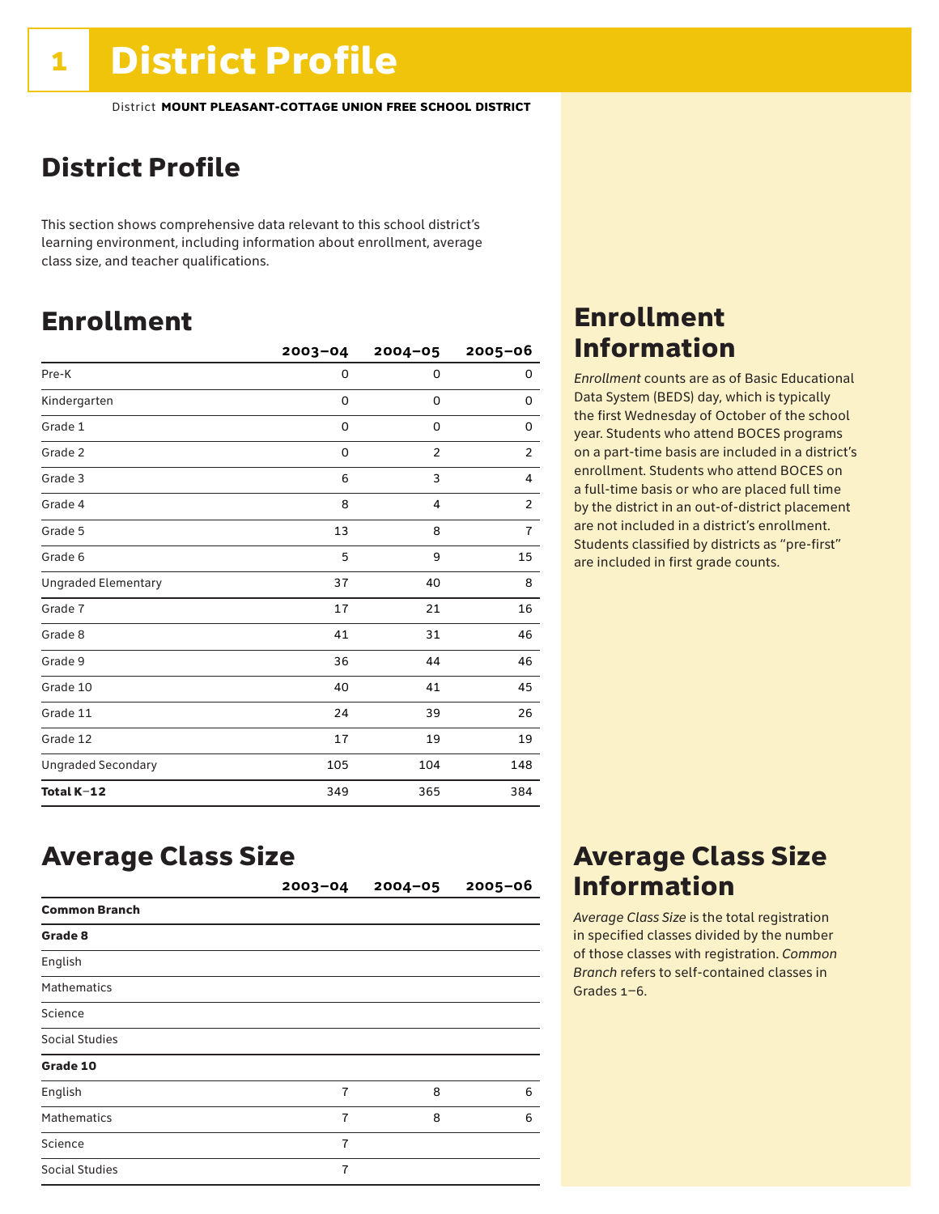# District Profile

District **MOUNT PLEASANT-COTTAGE UNION FREE SCHOOL DISTRICT**

## District Profile

This section shows comprehensive data relevant to this school district's learning environment, including information about enrollment, average class size, and teacher qualifications.

## Enrollment

| | 2003–04 | 2004–05 | 2005–06 |
|---|---|---|---|
| Pre-K | 0 | 0 | 0 |
| Kindergarten | 0 | 0 | 0 |
| Grade 1 | 0 | 0 | 0 |
| Grade 2 | 0 | 2 | 2 |
| Grade 3 | 6 | 3 | 4 |
| Grade 4 | 8 | 4 | 2 |
| Grade 5 | 13 | 8 | 7 |
| Grade 6 | 5 | 9 | 15 |
| Ungraded Elementary | 37 | 40 | 8 |
| Grade 7 | 17 | 21 | 16 |
| Grade 8 | 41 | 31 | 46 |
| Grade 9 | 36 | 44 | 46 |
| Grade 10 | 40 | 41 | 45 |
| Grade 11 | 24 | 39 | 26 |
| Grade 12 | 17 | 19 | 19 |
| Ungraded Secondary | 105 | 104 | 148 |
| **Total K–12** | 349 | 365 | 384 |

## Enrollment Information

*Enrollment* counts are as of Basic Educational Data System (BEDS) day, which is typically the first Wednesday of October of the school year. Students who attend BOCES programs on a part-time basis are included in a district's enrollment. Students who attend BOCES on a full-time basis or who are placed full time by the district in an out-of-district placement are not included in a district's enrollment. Students classified by districts as "pre-first" are included in first grade counts.

## Average Class Size

| | 2003–04 | 2004–05 | 2005–06 |
|---|---|---|---|
| **Common Branch** | | | |
| **Grade 8** | | | |
| English | | | |
| Mathematics | | | |
| Science | | | |
| Social Studies | | | |
| **Grade 10** | | | |
| English | 7 | 8 | 6 |
| Mathematics | 7 | 8 | 6 |
| Science | 7 | | |
| Social Studies | 7 | | |

## Average Class Size Information

*Average Class Size* is the total registration in specified classes divided by the number of those classes with registration. *Common Branch* refers to self-contained classes in Grades 1–6.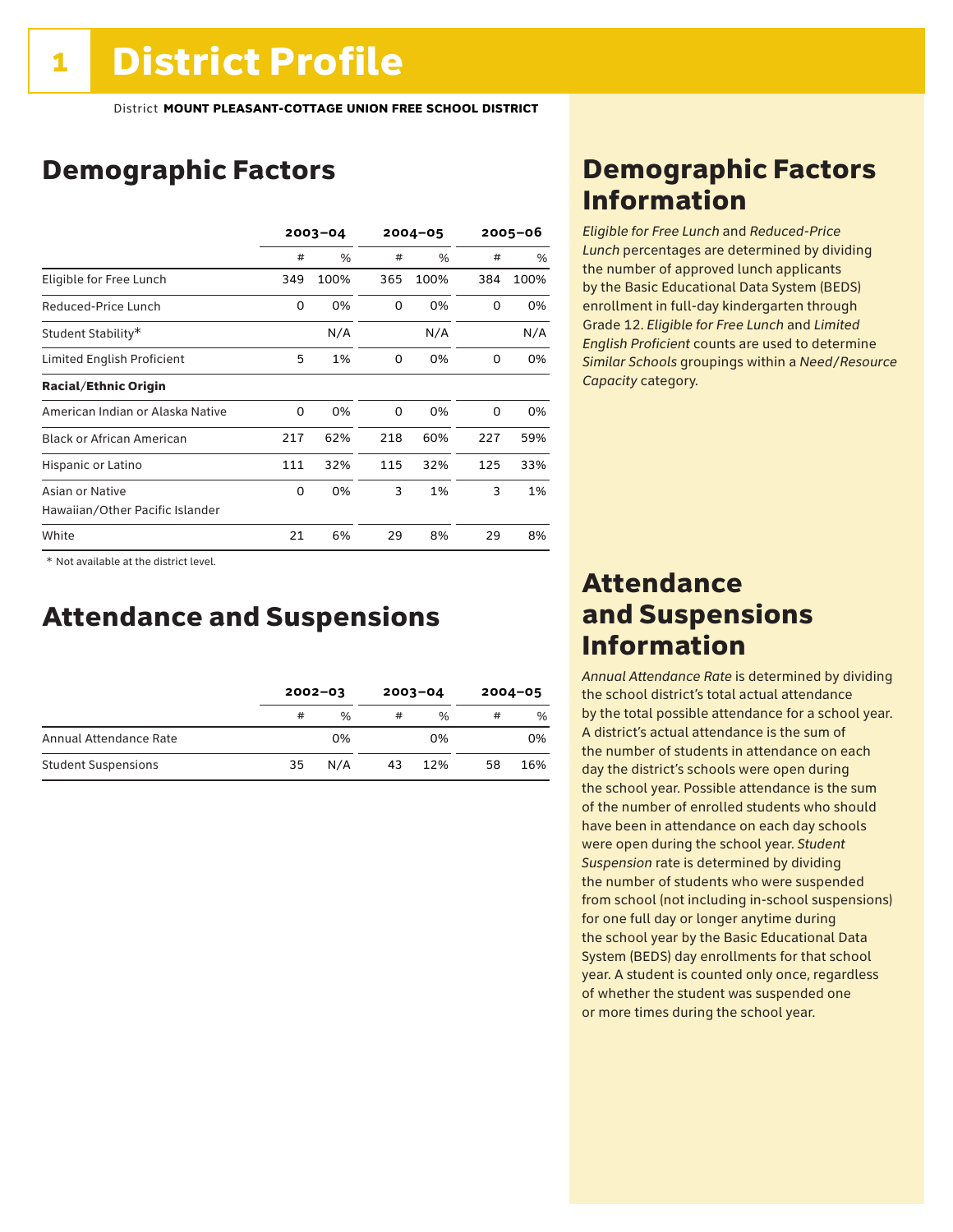# 1 District Profile

District **MOUNT PLEASANT-COTTAGE UNION FREE SCHOOL DISTRICT**

## Demographic Factors

| | 2003–04 | | 2004–05 | | 2005–06 | |
|---|---|---|---|---|---|---|
| | # | % | # | % | # | % |
| Eligible for Free Lunch | 349 | 100% | 365 | 100% | 384 | 100% |
| Reduced-Price Lunch | 0 | 0% | 0 | 0% | 0 | 0% |
| Student Stability* | | N/A | | N/A | | N/A |
| Limited English Proficient | 5 | 1% | 0 | 0% | 0 | 0% |
| **Racial/Ethnic Origin** | | | | | | |
| American Indian or Alaska Native | 0 | 0% | 0 | 0% | 0 | 0% |
| Black or African American | 217 | 62% | 218 | 60% | 227 | 59% |
| Hispanic or Latino | 111 | 32% | 115 | 32% | 125 | 33% |
| Asian or Native Hawaiian/Other Pacific Islander | 0 | 0% | 3 | 1% | 3 | 1% |
| White | 21 | 6% | 29 | 8% | 29 | 8% |

* Not available at the district level.

## Attendance and Suspensions

| | 2002–03 | | 2003–04 | | 2004–05 | |
|---|---|---|---|---|---|---|
| | # | % | # | % | # | % |
| Annual Attendance Rate | | 0% | | 0% | | 0% |
| Student Suspensions | 35 | N/A | 43 | 12% | 58 | 16% |

## Demographic Factors Information

*Eligible for Free Lunch* and *Reduced-Price Lunch* percentages are determined by dividing the number of approved lunch applicants by the Basic Educational Data System (BEDS) enrollment in full-day kindergarten through Grade 12. *Eligible for Free Lunch* and *Limited English Proficient* counts are used to determine *Similar Schools* groupings within a *Need/Resource Capacity* category.

## Attendance and Suspensions Information

*Annual Attendance Rate* is determined by dividing the school district's total actual attendance by the total possible attendance for a school year. A district's actual attendance is the sum of the number of students in attendance on each day the district's schools were open during the school year. Possible attendance is the sum of the number of enrolled students who should have been in attendance on each day schools were open during the school year. *Student Suspension* rate is determined by dividing the number of students who were suspended from school (not including in-school suspensions) for one full day or longer anytime during the school year by the Basic Educational Data System (BEDS) day enrollments for that school year. A student is counted only once, regardless of whether the student was suspended one or more times during the school year.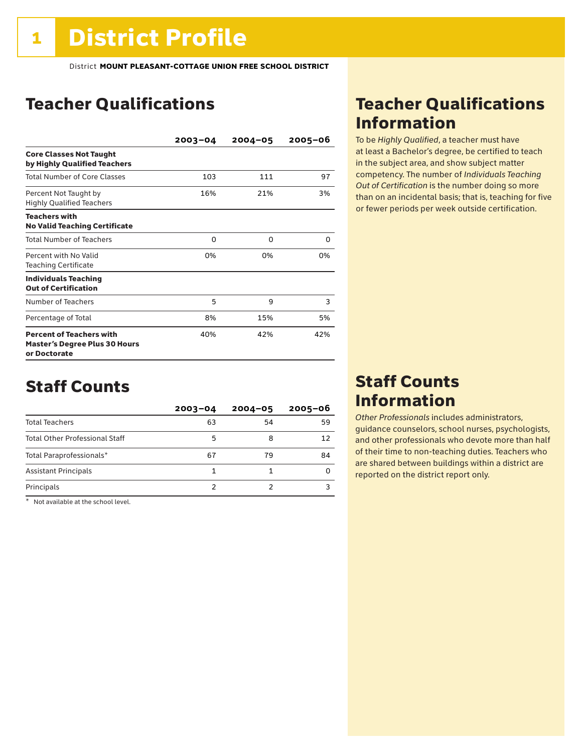# 1 District Profile

District **MOUNT PLEASANT-COTTAGE UNION FREE SCHOOL DISTRICT**

## Teacher Qualifications

| | 2003–04 | 2004–05 | 2005–06 |
|---|---|---|---|
| **Core Classes Not Taught by Highly Qualified Teachers** | | | |
| Total Number of Core Classes | 103 | 111 | 97 |
| Percent Not Taught by Highly Qualified Teachers | 16% | 21% | 3% |
| **Teachers with No Valid Teaching Certificate** | | | |
| Total Number of Teachers | 0 | 0 | 0 |
| Percent with No Valid Teaching Certificate | 0% | 0% | 0% |
| **Individuals Teaching Out of Certification** | | | |
| Number of Teachers | 5 | 9 | 3 |
| Percentage of Total | 8% | 15% | 5% |
| **Percent of Teachers with Master's Degree Plus 30 Hours or Doctorate** | 40% | 42% | 42% |

## Staff Counts

| | 2003–04 | 2004–05 | 2005–06 |
|---|---|---|---|
| Total Teachers | 63 | 54 | 59 |
| Total Other Professional Staff | 5 | 8 | 12 |
| Total Paraprofessionals* | 67 | 79 | 84 |
| Assistant Principals | 1 | 1 | 0 |
| Principals | 2 | 2 | 3 |

\* Not available at the school level.

## Teacher Qualifications Information

To be *Highly Qualified*, a teacher must have at least a Bachelor's degree, be certified to teach in the subject area, and show subject matter competency. The number of *Individuals Teaching Out of Certification* is the number doing so more than on an incidental basis; that is, teaching for five or fewer periods per week outside certification.

## Staff Counts Information

*Other Professionals* includes administrators, guidance counselors, school nurses, psychologists, and other professionals who devote more than half of their time to non-teaching duties. Teachers who are shared between buildings within a district are reported on the district report only.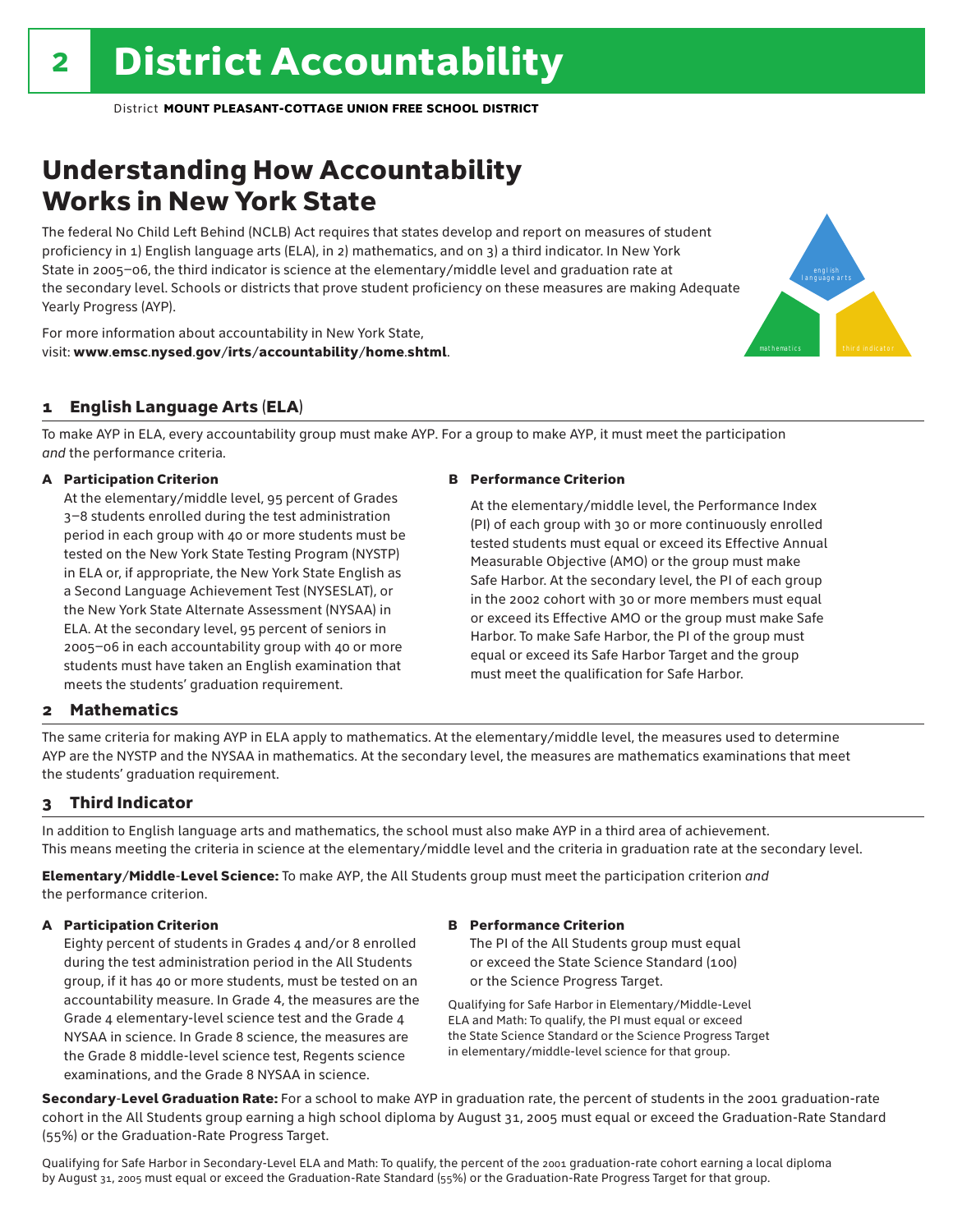# 2 District Accountability

District **MOUNT PLEASANT-COTTAGE UNION FREE SCHOOL DISTRICT**

## Understanding How Accountability Works in New York State

The federal No Child Left Behind (NCLB) Act requires that states develop and report on measures of student proficiency in 1) English language arts (ELA), in 2) mathematics, and on 3) a third indicator. In New York State in 2005–06, the third indicator is science at the elementary/middle level and graduation rate at the secondary level. Schools or districts that prove student proficiency on these measures are making Adequate Yearly Progress (AYP).

For more information about accountability in New York State, visit: **www.emsc.nysed.gov/irts/accountability/home.shtml**.

english language arts
mathematics
third indicator

### 1 English Language Arts (ELA)

To make AYP in ELA, every accountability group must make AYP. For a group to make AYP, it must meet the participation *and* the performance criteria.

**A Participation Criterion**

At the elementary/middle level, 95 percent of Grades 3–8 students enrolled during the test administration period in each group with 40 or more students must be tested on the New York State Testing Program (NYSTP) in ELA or, if appropriate, the New York State English as a Second Language Achievement Test (NYSESLAT), or the New York State Alternate Assessment (NYSAA) in ELA. At the secondary level, 95 percent of seniors in 2005–06 in each accountability group with 40 or more students must have taken an English examination that meets the students' graduation requirement.

**B Performance Criterion**

At the elementary/middle level, the Performance Index (PI) of each group with 30 or more continuously enrolled tested students must equal or exceed its Effective Annual Measurable Objective (AMO) or the group must make Safe Harbor. At the secondary level, the PI of each group in the 2002 cohort with 30 or more members must equal or exceed its Effective AMO or the group must make Safe Harbor. To make Safe Harbor, the PI of the group must equal or exceed its Safe Harbor Target and the group must meet the qualification for Safe Harbor.

### 2 Mathematics

The same criteria for making AYP in ELA apply to mathematics. At the elementary/middle level, the measures used to determine AYP are the NYSTP and the NYSAA in mathematics. At the secondary level, the measures are mathematics examinations that meet the students' graduation requirement.

### 3 Third Indicator

In addition to English language arts and mathematics, the school must also make AYP in a third area of achievement. This means meeting the criteria in science at the elementary/middle level and the criteria in graduation rate at the secondary level.

**Elementary/Middle-Level Science:** To make AYP, the All Students group must meet the participation criterion *and* the performance criterion.

**A Participation Criterion**

Eighty percent of students in Grades 4 and/or 8 enrolled during the test administration period in the All Students group, if it has 40 or more students, must be tested on an accountability measure. In Grade 4, the measures are the Grade 4 elementary-level science test and the Grade 4 NYSAA in science. In Grade 8 science, the measures are the Grade 8 middle-level science test, Regents science examinations, and the Grade 8 NYSAA in science.

**B Performance Criterion**

The PI of the All Students group must equal or exceed the State Science Standard (100) or the Science Progress Target.

Qualifying for Safe Harbor in Elementary/Middle-Level ELA and Math: To qualify, the PI must equal or exceed the State Science Standard or the Science Progress Target in elementary/middle-level science for that group.

**Secondary-Level Graduation Rate:** For a school to make AYP in graduation rate, the percent of students in the 2001 graduation-rate cohort in the All Students group earning a high school diploma by August 31, 2005 must equal or exceed the Graduation-Rate Standard (55%) or the Graduation-Rate Progress Target.

Qualifying for Safe Harbor in Secondary-Level ELA and Math: To qualify, the percent of the 2001 graduation-rate cohort earning a local diploma by August 31, 2005 must equal or exceed the Graduation-Rate Standard (55%) or the Graduation-Rate Progress Target for that group.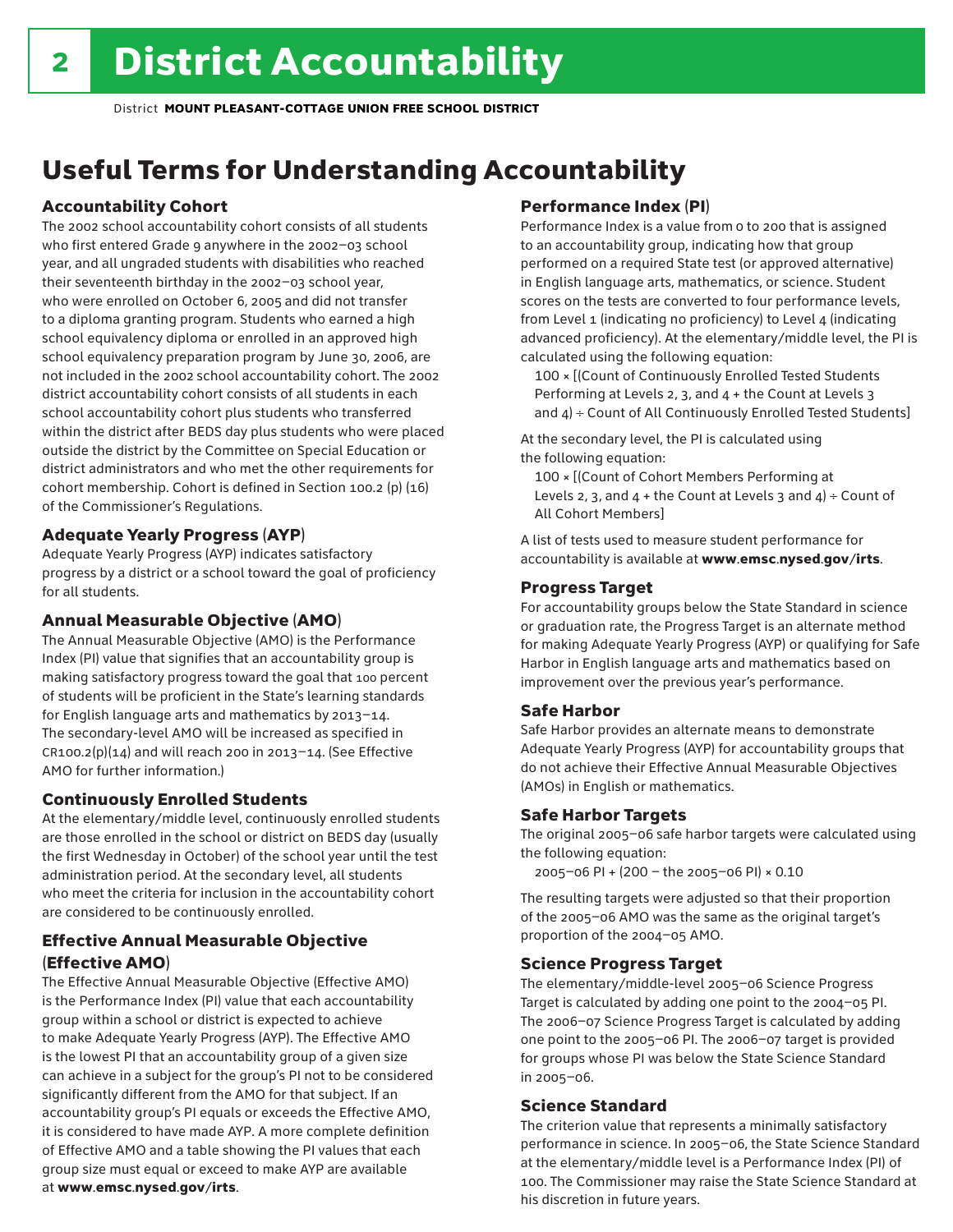# District Accountability

District **MOUNT PLEASANT-COTTAGE UNION FREE SCHOOL DISTRICT**

## Useful Terms for Understanding Accountability

### Accountability Cohort

The 2002 school accountability cohort consists of all students who first entered Grade 9 anywhere in the 2002–03 school year, and all ungraded students with disabilities who reached their seventeenth birthday in the 2002–03 school year, who were enrolled on October 6, 2005 and did not transfer to a diploma granting program. Students who earned a high school equivalency diploma or enrolled in an approved high school equivalency preparation program by June 30, 2006, are not included in the 2002 school accountability cohort. The 2002 district accountability cohort consists of all students in each school accountability cohort plus students who transferred within the district after BEDS day plus students who were placed outside the district by the Committee on Special Education or district administrators and who met the other requirements for cohort membership. Cohort is defined in Section 100.2 (p) (16) of the Commissioner's Regulations.

### Adequate Yearly Progress (AYP)

Adequate Yearly Progress (AYP) indicates satisfactory progress by a district or a school toward the goal of proficiency for all students.

### Annual Measurable Objective (AMO)

The Annual Measurable Objective (AMO) is the Performance Index (PI) value that signifies that an accountability group is making satisfactory progress toward the goal that 100 percent of students will be proficient in the State's learning standards for English language arts and mathematics by 2013–14. The secondary-level AMO will be increased as specified in CR100.2(p)(14) and will reach 200 in 2013–14. (See Effective AMO for further information.)

### Continuously Enrolled Students

At the elementary/middle level, continuously enrolled students are those enrolled in the school or district on BEDS day (usually the first Wednesday in October) of the school year until the test administration period. At the secondary level, all students who meet the criteria for inclusion in the accountability cohort are considered to be continuously enrolled.

### Effective Annual Measurable Objective (Effective AMO)

The Effective Annual Measurable Objective (Effective AMO) is the Performance Index (PI) value that each accountability group within a school or district is expected to achieve to make Adequate Yearly Progress (AYP). The Effective AMO is the lowest PI that an accountability group of a given size can achieve in a subject for the group's PI not to be considered significantly different from the AMO for that subject. If an accountability group's PI equals or exceeds the Effective AMO, it is considered to have made AYP. A more complete definition of Effective AMO and a table showing the PI values that each group size must equal or exceed to make AYP are available at **www.emsc.nysed.gov/irts**.

### Performance Index (PI)

Performance Index is a value from 0 to 200 that is assigned to an accountability group, indicating how that group performed on a required State test (or approved alternative) in English language arts, mathematics, or science. Student scores on the tests are converted to four performance levels, from Level 1 (indicating no proficiency) to Level 4 (indicating advanced proficiency). At the elementary/middle level, the PI is calculated using the following equation:

100 × [(Count of Continuously Enrolled Tested Students Performing at Levels 2, 3, and 4 + the Count at Levels 3 and 4) ÷ Count of All Continuously Enrolled Tested Students]

At the secondary level, the PI is calculated using the following equation:

100 × [(Count of Cohort Members Performing at Levels 2, 3, and 4 + the Count at Levels 3 and 4) ÷ Count of All Cohort Members]

A list of tests used to measure student performance for accountability is available at **www.emsc.nysed.gov/irts**.

### Progress Target

For accountability groups below the State Standard in science or graduation rate, the Progress Target is an alternate method for making Adequate Yearly Progress (AYP) or qualifying for Safe Harbor in English language arts and mathematics based on improvement over the previous year's performance.

### Safe Harbor

Safe Harbor provides an alternate means to demonstrate Adequate Yearly Progress (AYP) for accountability groups that do not achieve their Effective Annual Measurable Objectives (AMOs) in English or mathematics.

### Safe Harbor Targets

The original 2005–06 safe harbor targets were calculated using the following equation:

2005–06 PI + (200 – the 2005–06 PI) × 0.10

The resulting targets were adjusted so that their proportion of the 2005–06 AMO was the same as the original target's proportion of the 2004–05 AMO.

### Science Progress Target

The elementary/middle-level 2005–06 Science Progress Target is calculated by adding one point to the 2004–05 PI. The 2006–07 Science Progress Target is calculated by adding one point to the 2005–06 PI. The 2006–07 target is provided for groups whose PI was below the State Science Standard in 2005–06.

### Science Standard

The criterion value that represents a minimally satisfactory performance in science. In 2005–06, the State Science Standard at the elementary/middle level is a Performance Index (PI) of 100. The Commissioner may raise the State Science Standard at his discretion in future years.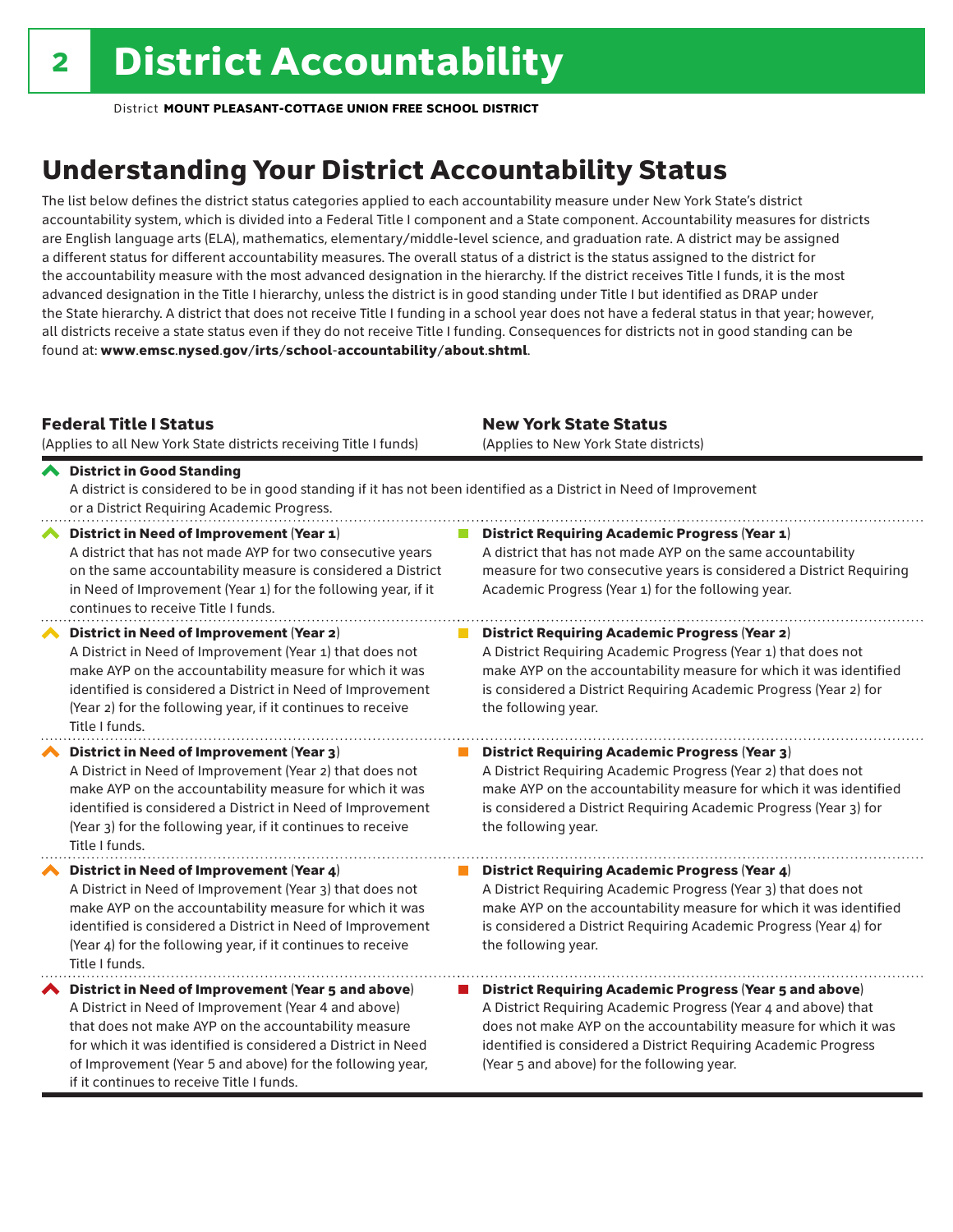# District Accountability

District **MOUNT PLEASANT-COTTAGE UNION FREE SCHOOL DISTRICT**

## Understanding Your District Accountability Status

The list below defines the district status categories applied to each accountability measure under New York State's district accountability system, which is divided into a Federal Title I component and a State component. Accountability measures for districts are English language arts (ELA), mathematics, elementary/middle-level science, and graduation rate. A district may be assigned a different status for different accountability measures. The overall status of a district is the status assigned to the district for the accountability measure with the most advanced designation in the hierarchy. If the district receives Title I funds, it is the most advanced designation in the Title I hierarchy, unless the district is in good standing under Title I but identified as DRAP under the State hierarchy. A district that does not receive Title I funding in a school year does not have a federal status in that year; however, all districts receive a state status even if they do not receive Title I funding. Consequences for districts not in good standing can be found at: **www.emsc.nysed.gov/irts/school-accountability/about.shtml**.

| **Federal Title I Status** (Applies to all New York State districts receiving Title I funds) | **New York State Status** (Applies to New York State districts) |
|---|---|
| **District in Good Standing** A district is considered to be in good standing if it has not been identified as a District in Need of Improvement or a District Requiring Academic Progress. | |
| **District in Need of Improvement (Year 1)** A district that has not made AYP for two consecutive years on the same accountability measure is considered a District in Need of Improvement (Year 1) for the following year, if it continues to receive Title I funds. | **District Requiring Academic Progress (Year 1)** A district that has not made AYP on the same accountability measure for two consecutive years is considered a District Requiring Academic Progress (Year 1) for the following year. |
| **District in Need of Improvement (Year 2)** A District in Need of Improvement (Year 1) that does not make AYP on the accountability measure for which it was identified is considered a District in Need of Improvement (Year 2) for the following year, if it continues to receive Title I funds. | **District Requiring Academic Progress (Year 2)** A District Requiring Academic Progress (Year 1) that does not make AYP on the accountability measure for which it was identified is considered a District Requiring Academic Progress (Year 2) for the following year. |
| **District in Need of Improvement (Year 3)** A District in Need of Improvement (Year 2) that does not make AYP on the accountability measure for which it was identified is considered a District in Need of Improvement (Year 3) for the following year, if it continues to receive Title I funds. | **District Requiring Academic Progress (Year 3)** A District Requiring Academic Progress (Year 2) that does not make AYP on the accountability measure for which it was identified is considered a District Requiring Academic Progress (Year 3) for the following year. |
| **District in Need of Improvement (Year 4)** A District in Need of Improvement (Year 3) that does not make AYP on the accountability measure for which it was identified is considered a District in Need of Improvement (Year 4) for the following year, if it continues to receive Title I funds. | **District Requiring Academic Progress (Year 4)** A District Requiring Academic Progress (Year 3) that does not make AYP on the accountability measure for which it was identified is considered a District Requiring Academic Progress (Year 4) for the following year. |
| **District in Need of Improvement (Year 5 and above)** A District in Need of Improvement (Year 4 and above) that does not make AYP on the accountability measure for which it was identified is considered a District in Need of Improvement (Year 5 and above) for the following year, if it continues to receive Title I funds. | **District Requiring Academic Progress (Year 5 and above)** A District Requiring Academic Progress (Year 4 and above) that does not make AYP on the accountability measure for which it was identified is considered a District Requiring Academic Progress (Year 5 and above) for the following year. |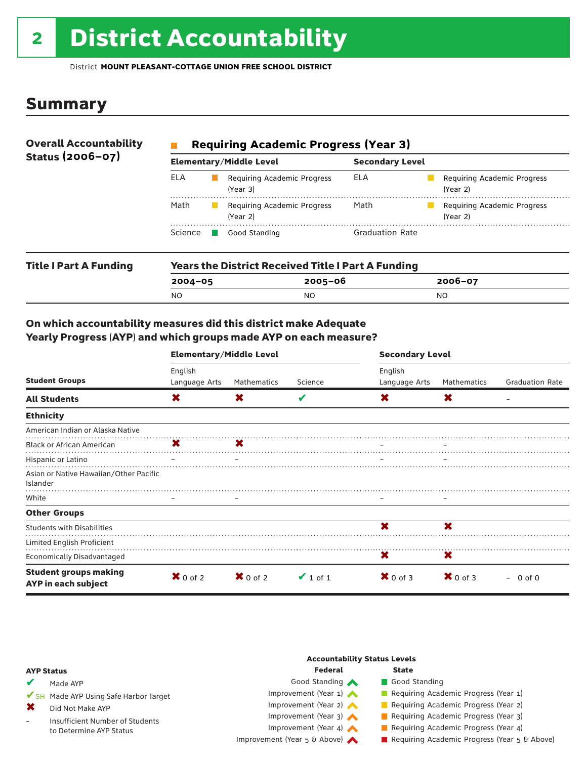# 2 District Accountability

District **MOUNT PLEASANT-COTTAGE UNION FREE SCHOOL DISTRICT**

## Summary

**Overall Accountability Status (2006–07)**

**Requiring Academic Progress (Year 3)**

| Elementary/Middle Level | | Secondary Level | |
|---|---|---|---|
| ELA | Requiring Academic Progress (Year 3) | ELA | Requiring Academic Progress (Year 2) |
| Math | Requiring Academic Progress (Year 2) | Math | Requiring Academic Progress (Year 2) |
| Science | Good Standing | Graduation Rate | |

**Title I Part A Funding**

**Years the District Received Title I Part A Funding**

| 2004–05 | 2005–06 | 2006–07 |
|---|---|---|
| NO | NO | NO |

### On which accountability measures did this district make Adequate Yearly Progress (AYP) and which groups made AYP on each measure?

| Student Groups | Elementary/Middle Level English Language Arts | Elementary/Middle Level Mathematics | Elementary/Middle Level Science | Secondary Level English Language Arts | Secondary Level Mathematics | Secondary Level Graduation Rate |
|---|---|---|---|---|---|---|
| **All Students** | ✖ | ✖ | ✔ | ✖ | ✖ | – |
| **Ethnicity** | | | | | | |
| American Indian or Alaska Native | | | | | | |
| Black or African American | ✖ | ✖ | | – | – | |
| Hispanic or Latino | – | – | | – | – | |
| Asian or Native Hawaiian/Other Pacific Islander | | | | | | |
| White | – | – | | – | – | |
| **Other Groups** | | | | | | |
| Students with Disabilities | | | | ✖ | ✖ | |
| Limited English Proficient | | | | | | |
| Economically Disadvantaged | | | | ✖ | ✖ | |
| **Student groups making AYP in each subject** | ✖ 0 of 2 | ✖ 0 of 2 | ✔ 1 of 1 | ✖ 0 of 3 | ✖ 0 of 3 | – 0 of 0 |

**AYP Status**

- ✔ Made AYP
- ✔SH Made AYP Using Safe Harbor Target
- ✖ Did Not Make AYP
- – Insufficient Number of Students to Determine AYP Status

**Accountability Status Levels**

| Federal | State |
|---|---|
| Good Standing | Good Standing |
| Improvement (Year 1) | Requiring Academic Progress (Year 1) |
| Improvement (Year 2) | Requiring Academic Progress (Year 2) |
| Improvement (Year 3) | Requiring Academic Progress (Year 3) |
| Improvement (Year 4) | Requiring Academic Progress (Year 4) |
| Improvement (Year 5 & Above) | Requiring Academic Progress (Year 5 & Above) |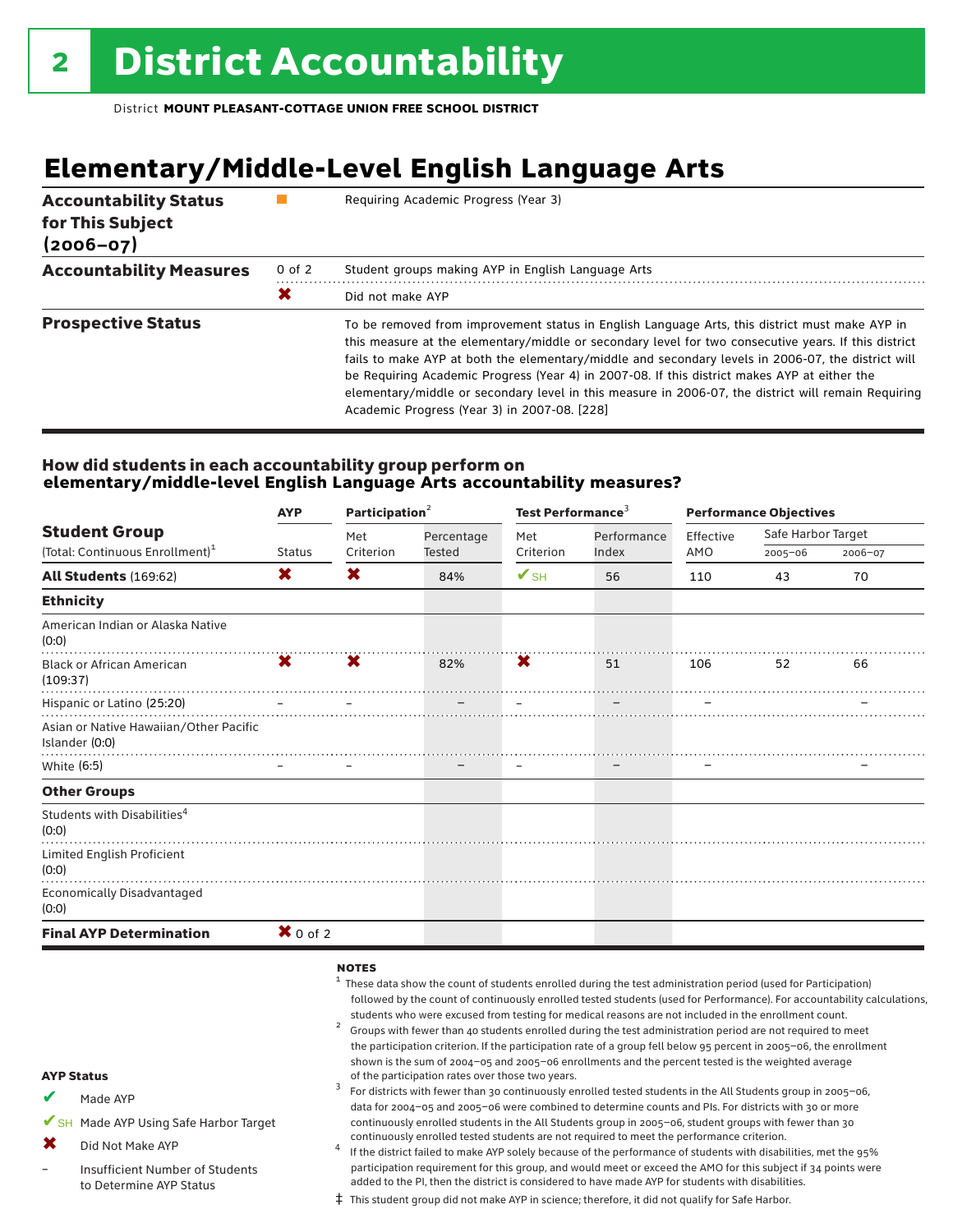# 2 District Accountability

District **MOUNT PLEASANT-COTTAGE UNION FREE SCHOOL DISTRICT**

## Elementary/Middle-Level English Language Arts

| | | |
|---|---|---|
| **Accountability Status for This Subject (2006–07)** | ■ | Requiring Academic Progress (Year 3) |
| **Accountability Measures** | 0 of 2 | Student groups making AYP in English Language Arts |
| | ✖ | Did not make AYP |
| **Prospective Status** | | To be removed from improvement status in English Language Arts, this district must make AYP in this measure at the elementary/middle or secondary level for two consecutive years. If this district fails to make AYP at both the elementary/middle and secondary levels in 2006-07, the district will be Requiring Academic Progress (Year 4) in 2007-08. If this district makes AYP at either the elementary/middle or secondary level in this measure in 2006-07, the district will remain Requiring Academic Progress (Year 3) in 2007-08. [228] |

### How did students in each accountability group perform on elementary/middle-level English Language Arts accountability measures?

| Student Group (Total: Continuous Enrollment)[1] | AYP Status | Participation[2] Met Criterion | Participation[2] Percentage Tested | Test Performance[3] Met Criterion | Test Performance[3] Performance Index | Performance Objectives Effective AMO | Safe Harbor Target 2005–06 | Safe Harbor Target 2006–07 |
|---|---|---|---|---|---|---|---|---|
| **All Students** (169:62) | ✖ | ✖ | 84% | ✔SH | 56 | 110 | 43 | 70 |
| **Ethnicity** | | | | | | | | |
| American Indian or Alaska Native (0:0) | | | | | | | | |
| Black or African American (109:37) | ✖ | ✖ | 82% | ✖ | 51 | 106 | 52 | 66 |
| Hispanic or Latino (25:20) | – | – | – | – | – | – | | – |
| Asian or Native Hawaiian/Other Pacific Islander (0:0) | | | | | | | | |
| White (6:5) | – | – | – | – | – | – | | – |
| **Other Groups** | | | | | | | | |
| Students with Disabilities[4] (0:0) | | | | | | | | |
| Limited English Proficient (0:0) | | | | | | | | |
| Economically Disadvantaged (0:0) | | | | | | | | |
| **Final AYP Determination** | ✖ 0 of 2 | | | | | | | |

**AYP Status**

- ✔ Made AYP
- ✔SH Made AYP Using Safe Harbor Target
- ✖ Did Not Make AYP
- – Insufficient Number of Students to Determine AYP Status

**NOTES**

[1] These data show the count of students enrolled during the test administration period (used for Participation) followed by the count of continuously enrolled tested students (used for Performance). For accountability calculations, students who were excused from testing for medical reasons are not included in the enrollment count.

[2] Groups with fewer than 40 students enrolled during the test administration period are not required to meet the participation criterion. If the participation rate of a group fell below 95 percent in 2005–06, the enrollment shown is the sum of 2004–05 and 2005–06 enrollments and the percent tested is the weighted average of the participation rates over those two years.

[3] For districts with fewer than 30 continuously enrolled tested students in the All Students group in 2005–06, data for 2004–05 and 2005–06 were combined to determine counts and PIs. For districts with 30 or more continuously enrolled students in the All Students group in 2005–06, student groups with fewer than 30 continuously enrolled tested students are not required to meet the performance criterion.

[4] If the district failed to make AYP solely because of the performance of students with disabilities, met the 95% participation requirement for this group, and would meet or exceed the AMO for this subject if 34 points were added to the PI, then the district is considered to have made AYP for students with disabilities.

‡ This student group did not make AYP in science; therefore, it did not qualify for Safe Harbor.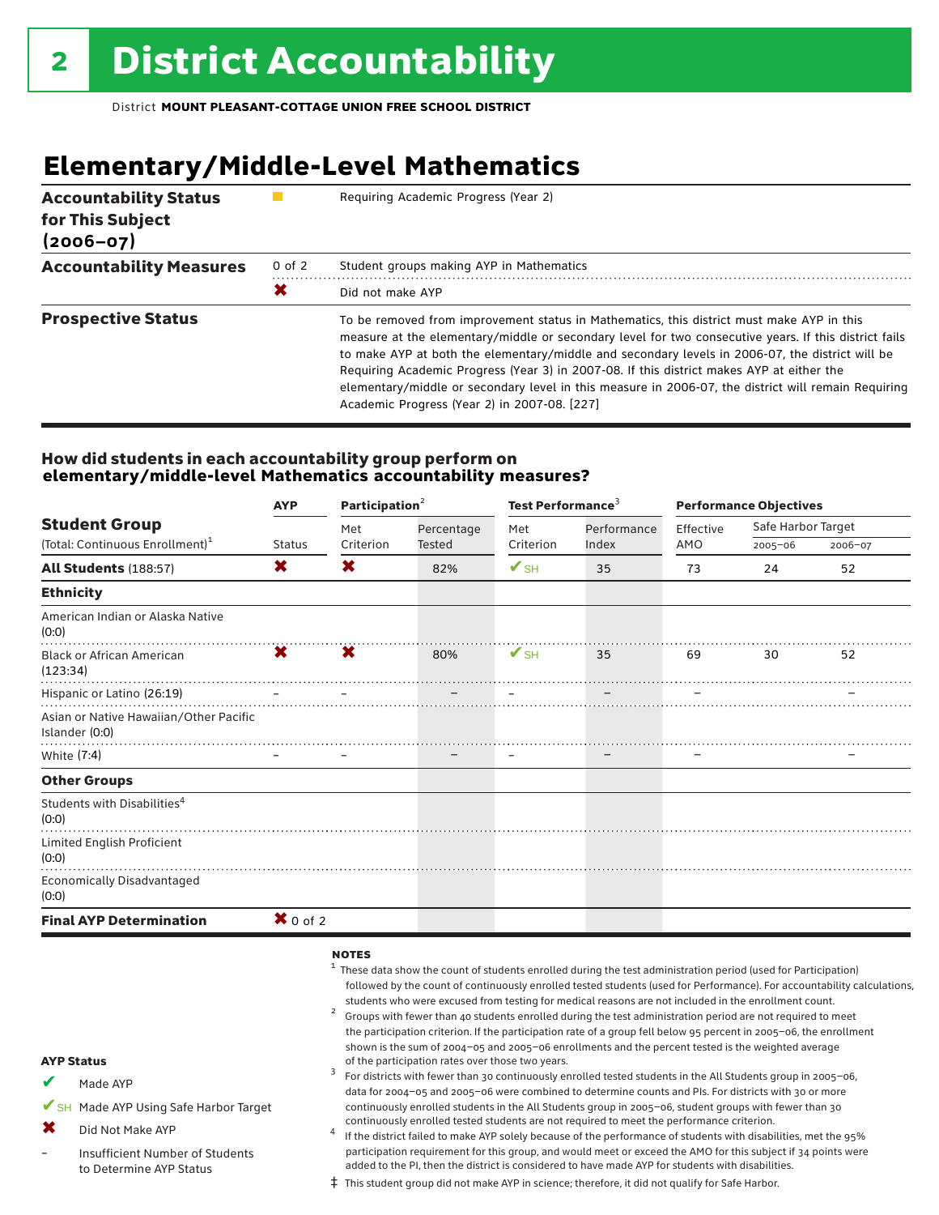# 2 District Accountability

District **MOUNT PLEASANT-COTTAGE UNION FREE SCHOOL DISTRICT**

## Elementary/Middle-Level Mathematics

| | | |
|---|---|---|
| **Accountability Status for This Subject (2006–07)** | ■ | Requiring Academic Progress (Year 2) |
| **Accountability Measures** | 0 of 2 | Student groups making AYP in Mathematics |
| | ✖ | Did not make AYP |
| **Prospective Status** | | To be removed from improvement status in Mathematics, this district must make AYP in this measure at the elementary/middle or secondary level for two consecutive years. If this district fails to make AYP at both the elementary/middle and secondary levels in 2006-07, the district will be Requiring Academic Progress (Year 3) in 2007-08. If this district makes AYP at either the elementary/middle or secondary level in this measure in 2006-07, the district will remain Requiring Academic Progress (Year 2) in 2007-08. [227] |

### How did students in each accountability group perform on elementary/middle-level Mathematics accountability measures?

| Student Group (Total: Continuous Enrollment)[1] | AYP Status | Participation[2] Met Criterion | Participation[2] Percentage Tested | Test Performance[3] Met Criterion | Test Performance[3] Performance Index | Performance Objectives Effective AMO | Safe Harbor Target 2005–06 | Safe Harbor Target 2006–07 |
|---|---|---|---|---|---|---|---|---|
| **All Students** (188:57) | ✖ | ✖ | 82% | ✔SH | 35 | 73 | 24 | 52 |
| **Ethnicity** | | | | | | | | |
| American Indian or Alaska Native (0:0) | | | | | | | | |
| Black or African American (123:34) | ✖ | ✖ | 80% | ✔SH | 35 | 69 | 30 | 52 |
| Hispanic or Latino (26:19) | – | – | – | – | – | – | | – |
| Asian or Native Hawaiian/Other Pacific Islander (0:0) | | | | | | | | |
| White (7:4) | – | – | – | – | – | – | | – |
| **Other Groups** | | | | | | | | |
| Students with Disabilities[4] (0:0) | | | | | | | | |
| Limited English Proficient (0:0) | | | | | | | | |
| Economically Disadvantaged (0:0) | | | | | | | | |
| **Final AYP Determination** | ✖ 0 of 2 | | | | | | | |

**AYP Status**

- ✔ Made AYP
- ✔SH Made AYP Using Safe Harbor Target
- ✖ Did Not Make AYP
- – Insufficient Number of Students to Determine AYP Status

**NOTES**

1 These data show the count of students enrolled during the test administration period (used for Participation) followed by the count of continuously enrolled tested students (used for Performance). For accountability calculations, students who were excused from testing for medical reasons are not included in the enrollment count.

2 Groups with fewer than 40 students enrolled during the test administration period are not required to meet the participation criterion. If the participation rate of a group fell below 95 percent in 2005–06, the enrollment shown is the sum of 2004–05 and 2005–06 enrollments and the percent tested is the weighted average of the participation rates over those two years.

3 For districts with fewer than 30 continuously enrolled tested students in the All Students group in 2005–06, data for 2004–05 and 2005–06 were combined to determine counts and PIs. For districts with 30 or more continuously enrolled students in the All Students group in 2005–06, student groups with fewer than 30 continuously enrolled tested students are not required to meet the performance criterion.

4 If the district failed to make AYP solely because of the performance of students with disabilities, met the 95% participation requirement for this group, and would meet or exceed the AMO for this subject if 34 points were added to the PI, then the district is considered to have made AYP for students with disabilities.

‡ This student group did not make AYP in science; therefore, it did not qualify for Safe Harbor.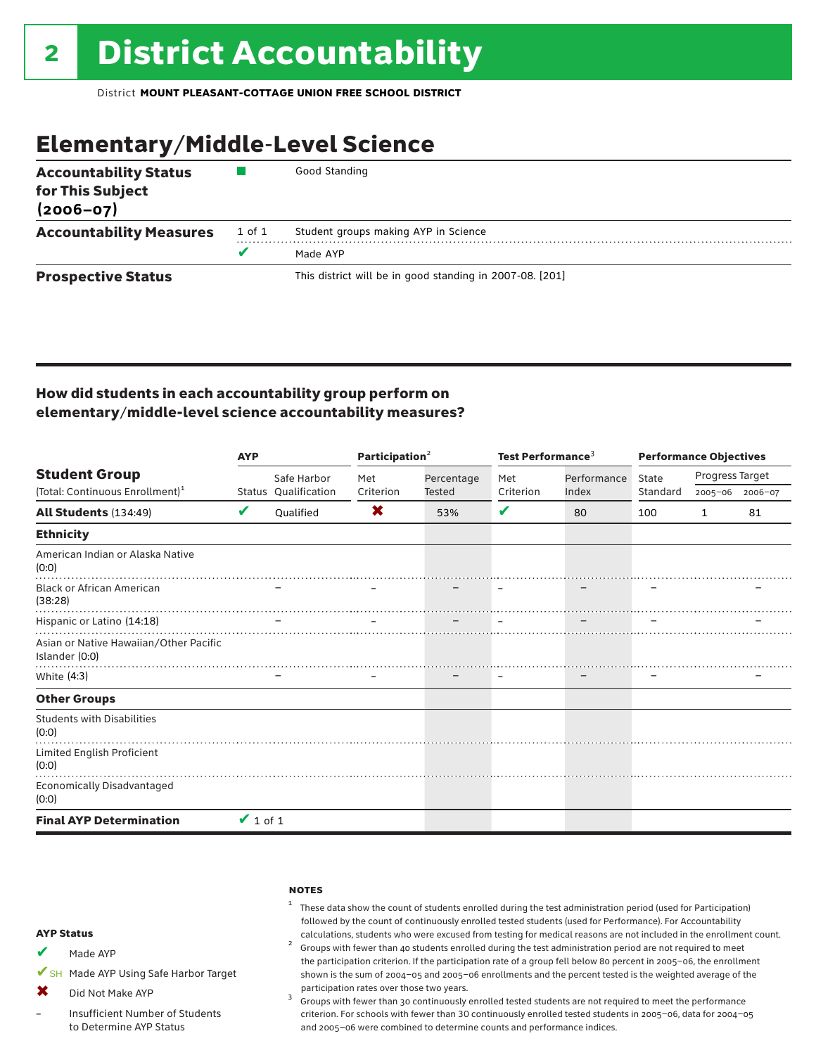# 2 District Accountability

District **MOUNT PLEASANT-COTTAGE UNION FREE SCHOOL DISTRICT**

## Elementary/Middle-Level Science

| | | |
|---|---|---|
| **Accountability Status for This Subject (2006–07)** | ■ | Good Standing |
| **Accountability Measures** | 1 of 1 | Student groups making AYP in Science |
| | ✔ | Made AYP |
| **Prospective Status** | | This district will be in good standing in 2007-08. [201] |

### How did students in each accountability group perform on elementary/middle-level science accountability measures?

| Student Group (Total: Continuous Enrollment)[1] | AYP | | Participation[2] | | Test Performance[3] | | Performance Objectives | | |
|---|---|---|---|---|---|---|---|---|---|
| | Status | Safe Harbor Qualification | Met Criterion | Percentage Tested | Met Criterion | Performance Index | State Standard | Progress Target 2005–06 | Progress Target 2006–07 |
| **All Students** (134:49) | ✔ | Qualified | ✖ | 53% | ✔ | 80 | 100 | 1 | 81 |
| **Ethnicity** | | | | | | | | | |
| American Indian or Alaska Native (0:0) | | | | | | | | | |
| Black or African American (38:28) | | – | – | – | – | – | – | | – |
| Hispanic or Latino (14:18) | | – | – | – | – | – | – | | – |
| Asian or Native Hawaiian/Other Pacific Islander (0:0) | | | | | | | | | |
| White (4:3) | | – | – | – | – | – | – | | – |
| **Other Groups** | | | | | | | | | |
| Students with Disabilities (0:0) | | | | | | | | | |
| Limited English Proficient (0:0) | | | | | | | | | |
| Economically Disadvantaged (0:0) | | | | | | | | | |
| **Final AYP Determination** | ✔ 1 of 1 | | | | | | | | |

**AYP Status**

- ✔ Made AYP
- ✔SH Made AYP Using Safe Harbor Target
- ✖ Did Not Make AYP
- – Insufficient Number of Students to Determine AYP Status

**NOTES**

1 These data show the count of students enrolled during the test administration period (used for Participation) followed by the count of continuously enrolled tested students (used for Performance). For Accountability calculations, students who were excused from testing for medical reasons are not included in the enrollment count.

2 Groups with fewer than 40 students enrolled during the test administration period are not required to meet the participation criterion. If the participation rate of a group fell below 80 percent in 2005–06, the enrollment shown is the sum of 2004–05 and 2005–06 enrollments and the percent tested is the weighted average of the participation rates over those two years.

3 Groups with fewer than 30 continuously enrolled tested students are not required to meet the performance criterion. For schools with fewer than 30 continuously enrolled tested students in 2005–06, data for 2004–05 and 2005–06 were combined to determine counts and performance indices.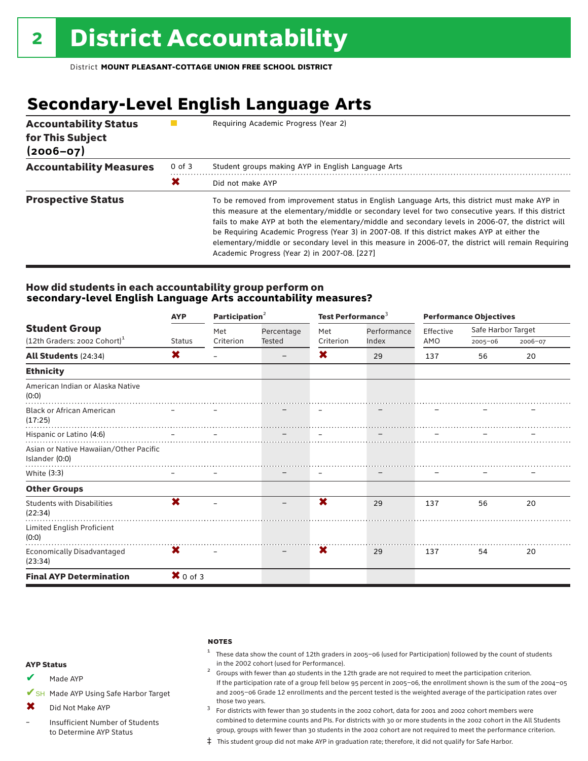# 2 District Accountability

District **MOUNT PLEASANT-COTTAGE UNION FREE SCHOOL DISTRICT**

## Secondary-Level English Language Arts

| | | |
|---|---|---|
| **Accountability Status for This Subject (2006–07)** | ■ | Requiring Academic Progress (Year 2) |
| **Accountability Measures** | 0 of 3 | Student groups making AYP in English Language Arts |
| | ✖ | Did not make AYP |
| **Prospective Status** | | To be removed from improvement status in English Language Arts, this district must make AYP in this measure at the elementary/middle or secondary level for two consecutive years. If this district fails to make AYP at both the elementary/middle and secondary levels in 2006-07, the district will be Requiring Academic Progress (Year 3) in 2007-08. If this district makes AYP at either the elementary/middle or secondary level in this measure in 2006-07, the district will remain Requiring Academic Progress (Year 2) in 2007-08. [227] |

### How did students in each accountability group perform on secondary-level English Language Arts accountability measures?

| Student Group (12th Graders: 2002 Cohort)[1] | AYP | Participation[2] | | Test Performance[3] | | Performance Objectives | | |
|---|---|---|---|---|---|---|---|---|
| | Status | Met Criterion | Percentage Tested | Met Criterion | Performance Index | Effective AMO | Safe Harbor Target 2005–06 | Safe Harbor Target 2006–07 |
| **All Students** (24:34) | ✖ | – | – | ✖ | 29 | 137 | 56 | 20 |
| **Ethnicity** | | | | | | | | |
| American Indian or Alaska Native (0:0) | | | | | | | | |
| Black or African American (17:25) | – | – | – | – | – | – | – | – |
| Hispanic or Latino (4:6) | – | – | – | – | – | – | – | – |
| Asian or Native Hawaiian/Other Pacific Islander (0:0) | | | | | | | | |
| White (3:3) | – | – | – | – | – | – | – | – |
| **Other Groups** | | | | | | | | |
| Students with Disabilities (22:34) | ✖ | – | – | ✖ | 29 | 137 | 56 | 20 |
| Limited English Proficient (0:0) | | | | | | | | |
| Economically Disadvantaged (23:34) | ✖ | – | – | ✖ | 29 | 137 | 54 | 20 |
| **Final AYP Determination** | ✖ 0 of 3 | | | | | | | |

**AYP Status**

- ✔ Made AYP
- ✔SH Made AYP Using Safe Harbor Target
- ✖ Did Not Make AYP
- – Insufficient Number of Students to Determine AYP Status

**NOTES**

[1] These data show the count of 12th graders in 2005–06 (used for Participation) followed by the count of students in the 2002 cohort (used for Performance).

[2] Groups with fewer than 40 students in the 12th grade are not required to meet the participation criterion. If the participation rate of a group fell below 95 percent in 2005–06, the enrollment shown is the sum of the 2004–05 and 2005–06 Grade 12 enrollments and the percent tested is the weighted average of the participation rates over those two years.

[3] For districts with fewer than 30 students in the 2002 cohort, data for 2001 and 2002 cohort members were combined to determine counts and PIs. For districts with 30 or more students in the 2002 cohort in the All Students group, groups with fewer than 30 students in the 2002 cohort are not required to meet the performance criterion.

‡ This student group did not make AYP in graduation rate; therefore, it did not qualify for Safe Harbor.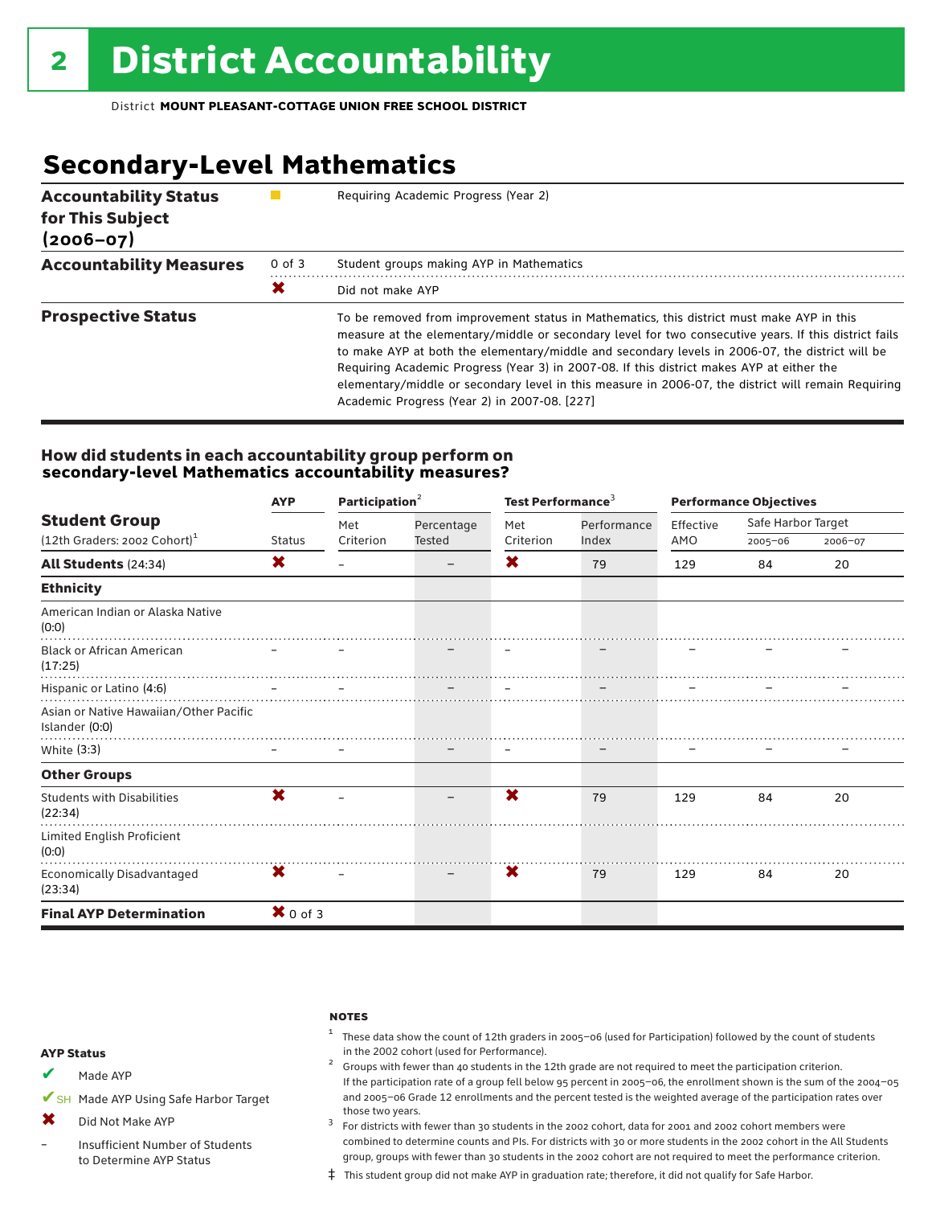# 2 District Accountability

District **MOUNT PLEASANT-COTTAGE UNION FREE SCHOOL DISTRICT**

## Secondary-Level Mathematics

| | | |
|---|---|---|
| **Accountability Status for This Subject (2006–07)** | ■ | Requiring Academic Progress (Year 2) |
| **Accountability Measures** | 0 of 3 | Student groups making AYP in Mathematics |
| | ✖ | Did not make AYP |
| **Prospective Status** | | To be removed from improvement status in Mathematics, this district must make AYP in this measure at the elementary/middle or secondary level for two consecutive years. If this district fails to make AYP at both the elementary/middle and secondary levels in 2006-07, the district will be Requiring Academic Progress (Year 3) in 2007-08. If this district makes AYP at either the elementary/middle or secondary level in this measure in 2006-07, the district will remain Requiring Academic Progress (Year 2) in 2007-08. [227] |

### How did students in each accountability group perform on secondary-level Mathematics accountability measures?

| Student Group (12th Graders: 2002 Cohort)[1] | AYP | Participation[2] | | Test Performance[3] | | Performance Objectives | | |
|---|---|---|---|---|---|---|---|---|
| | Status | Met Criterion | Percentage Tested | Met Criterion | Performance Index | Effective AMO | Safe Harbor Target 2005–06 | Safe Harbor Target 2006–07 |
| **All Students** (24:34) | ✖ | – | – | ✖ | 79 | 129 | 84 | 20 |
| **Ethnicity** | | | | | | | | |
| American Indian or Alaska Native (0:0) | | | | | | | | |
| Black or African American (17:25) | – | – | – | – | – | – | – | – |
| Hispanic or Latino (4:6) | – | – | – | – | – | – | – | – |
| Asian or Native Hawaiian/Other Pacific Islander (0:0) | | | | | | | | |
| White (3:3) | – | – | – | – | – | – | – | – |
| **Other Groups** | | | | | | | | |
| Students with Disabilities (22:34) | ✖ | – | – | ✖ | 79 | 129 | 84 | 20 |
| Limited English Proficient (0:0) | | | | | | | | |
| Economically Disadvantaged (23:34) | ✖ | – | – | ✖ | 79 | 129 | 84 | 20 |
| **Final AYP Determination** | ✖ 0 of 3 | | | | | | | |

**AYP Status**

- ✔ Made AYP
- ✔SH Made AYP Using Safe Harbor Target
- ✖ Did Not Make AYP
- – Insufficient Number of Students to Determine AYP Status

**NOTES**

[1] These data show the count of 12th graders in 2005–06 (used for Participation) followed by the count of students in the 2002 cohort (used for Performance).

[2] Groups with fewer than 40 students in the 12th grade are not required to meet the participation criterion. If the participation rate of a group fell below 95 percent in 2005–06, the enrollment shown is the sum of the 2004–05 and 2005–06 Grade 12 enrollments and the percent tested is the weighted average of the participation rates over those two years.

[3] For districts with fewer than 30 students in the 2002 cohort, data for 2001 and 2002 cohort members were combined to determine counts and PIs. For districts with 30 or more students in the 2002 cohort in the All Students group, groups with fewer than 30 students in the 2002 cohort are not required to meet the performance criterion.

‡ This student group did not make AYP in graduation rate; therefore, it did not qualify for Safe Harbor.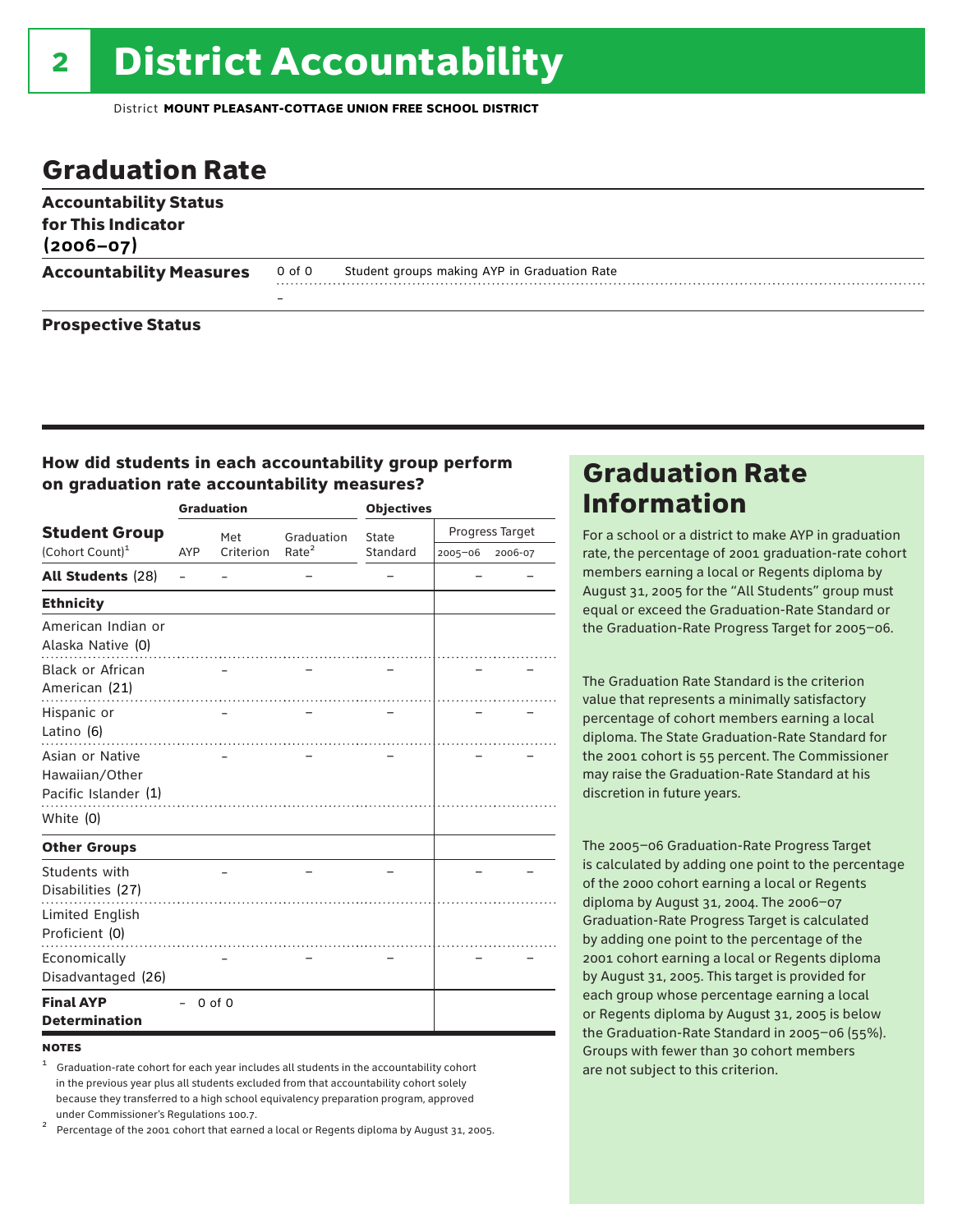# 2 District Accountability

District **MOUNT PLEASANT-COTTAGE UNION FREE SCHOOL DISTRICT**

## Graduation Rate

| | | |
|---|---|---|
| **Accountability Status for This Indicator (2006–07)** | | |
| **Accountability Measures** | 0 of 0 | Student groups making AYP in Graduation Rate |
| | – | |
| **Prospective Status** | | |

### How did students in each accountability group perform on graduation rate accountability measures?

| Student Group (Cohort Count)[1] | Graduation AYP | Met Criterion | Graduation Rate[2] | Objectives State Standard | Progress Target 2005–06 | Progress Target 2006-07 |
|---|---|---|---|---|---|---|
| **All Students** (28) | – | – | – | – | – | – |
| **Ethnicity** | | | | | | |
| American Indian or Alaska Native (0) | | | | | | |
| Black or African American (21) | | – | – | – | – | – |
| Hispanic or Latino (6) | | – | – | – | – | – |
| Asian or Native Hawaiian/Other Pacific Islander (1) | | – | – | – | – | – |
| White (0) | | | | | | |
| **Other Groups** | | | | | | |
| Students with Disabilities (27) | | – | – | – | – | – |
| Limited English Proficient (0) | | | | | | |
| Economically Disadvantaged (26) | | – | – | – | – | – |
| **Final AYP Determination** | – | 0 of 0 | | | | |

**NOTES**

[1] Graduation-rate cohort for each year includes all students in the accountability cohort in the previous year plus all students excluded from that accountability cohort solely because they transferred to a high school equivalency preparation program, approved under Commissioner's Regulations 100.7.

[2] Percentage of the 2001 cohort that earned a local or Regents diploma by August 31, 2005.

## Graduation Rate Information

For a school or a district to make AYP in graduation rate, the percentage of 2001 graduation-rate cohort members earning a local or Regents diploma by August 31, 2005 for the "All Students" group must equal or exceed the Graduation-Rate Standard or the Graduation-Rate Progress Target for 2005–06.

The Graduation Rate Standard is the criterion value that represents a minimally satisfactory percentage of cohort members earning a local diploma. The State Graduation-Rate Standard for the 2001 cohort is 55 percent. The Commissioner may raise the Graduation-Rate Standard at his discretion in future years.

The 2005–06 Graduation-Rate Progress Target is calculated by adding one point to the percentage of the 2000 cohort earning a local or Regents diploma by August 31, 2004. The 2006–07 Graduation-Rate Progress Target is calculated by adding one point to the percentage of the 2001 cohort earning a local or Regents diploma by August 31, 2005. This target is provided for each group whose percentage earning a local or Regents diploma by August 31, 2005 is below the Graduation-Rate Standard in 2005–06 (55%). Groups with fewer than 30 cohort members are not subject to this criterion.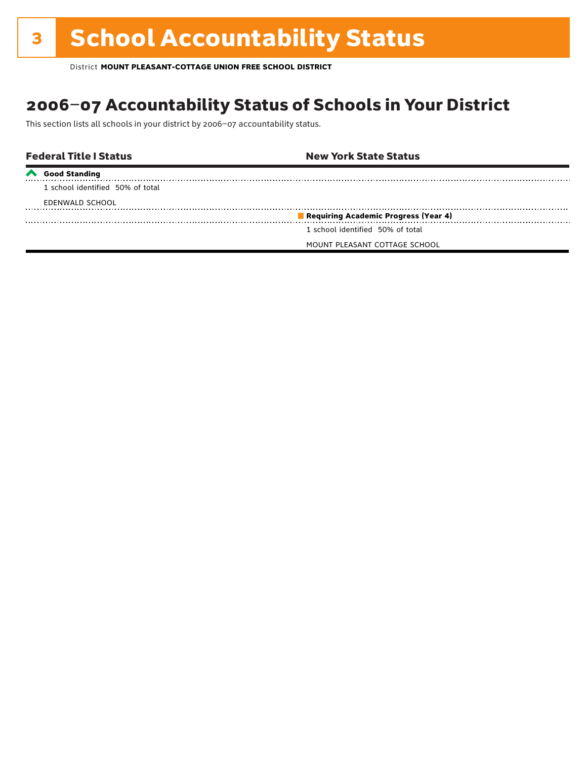# 3 School Accountability Status

District **MOUNT PLEASANT-COTTAGE UNION FREE SCHOOL DISTRICT**

## 2006–07 Accountability Status of Schools in Your District

This section lists all schools in your district by 2006–07 accountability status.

| Federal Title I Status | New York State Status |
|---|---|
| **Good Standing** | |
| 1 school identified 50% of total | |
| EDENWALD SCHOOL | |
| | **Requiring Academic Progress (Year 4)** |
| | 1 school identified 50% of total |
| | MOUNT PLEASANT COTTAGE SCHOOL |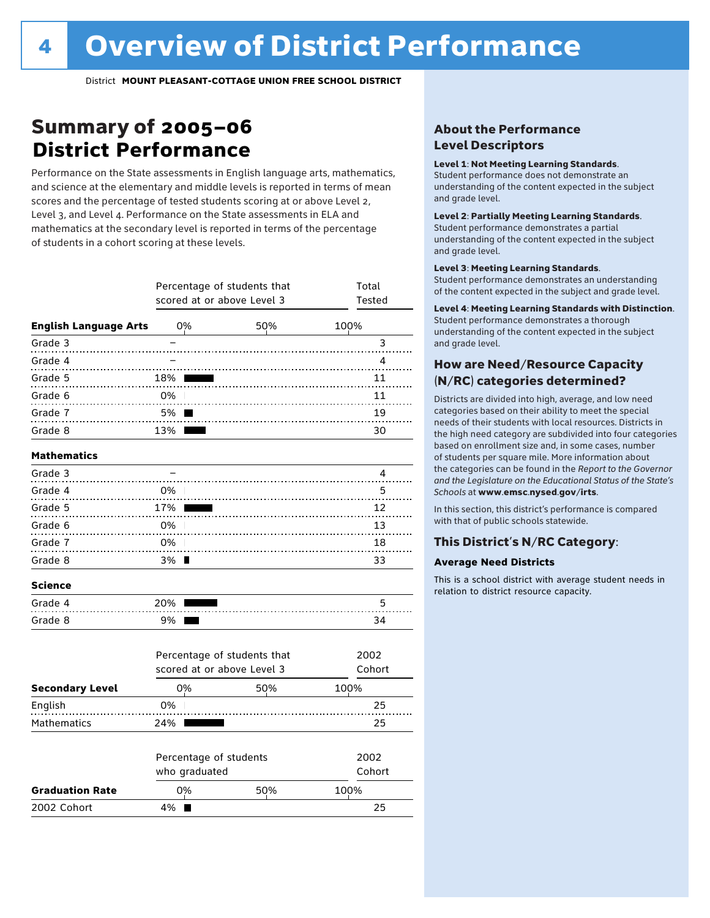# Overview of District Performance

District **MOUNT PLEASANT-COTTAGE UNION FREE SCHOOL DISTRICT**

## Summary of 2005–06 District Performance

Performance on the State assessments in English language arts, mathematics, and science at the elementary and middle levels is reported in terms of mean scores and the percentage of tested students scoring at or above Level 2, Level 3, and Level 4. Performance on the State assessments in ELA and mathematics at the secondary level is reported in terms of the percentage of students in a cohort scoring at these levels.

Percentage of students that scored at or above Level 3 — Total Tested

0% 50% 100%

**English Language Arts**

Grade 3 – 3
Grade 4 – 4
Grade 5 18% 11
Grade 6 0% 11
Grade 7 5% 19
Grade 8 13% 30

**Mathematics**

Grade 3 – 4
Grade 4 0% 5
Grade 5 17% 12
Grade 6 0% 13
Grade 7 0% 18
Grade 8 3% 33

**Science**

Grade 4 20% 5
Grade 8 9% 34

Percentage of students that scored at or above Level 3 — 2002 Cohort

0% 50% 100%

**Secondary Level**

English 0% 25
Mathematics 24% 25

Percentage of students who graduated — 2002 Cohort

0% 50% 100%

**Graduation Rate**

2002 Cohort 4% 25

### About the Performance Level Descriptors

**Level 1: Not Meeting Learning Standards.** Student performance does not demonstrate an understanding of the content expected in the subject and grade level.

**Level 2: Partially Meeting Learning Standards.** Student performance demonstrates a partial understanding of the content expected in the subject and grade level.

**Level 3: Meeting Learning Standards.** Student performance demonstrates an understanding of the content expected in the subject and grade level.

**Level 4: Meeting Learning Standards with Distinction.** Student performance demonstrates a thorough understanding of the content expected in the subject and grade level.

### How are Need/Resource Capacity (N/RC) categories determined?

Districts are divided into high, average, and low need categories based on their ability to meet the special needs of their students with local resources. Districts in the high need category are subdivided into four categories based on enrollment size and, in some cases, number of students per square mile. More information about the categories can be found in the *Report to the Governor and the Legislature on the Educational Status of the State's Schools* at **www.emsc.nysed.gov/irts**.

In this section, this district's performance is compared with that of public schools statewide.

### This District's N/RC Category:

**Average Need Districts**

This is a school district with average student needs in relation to district resource capacity.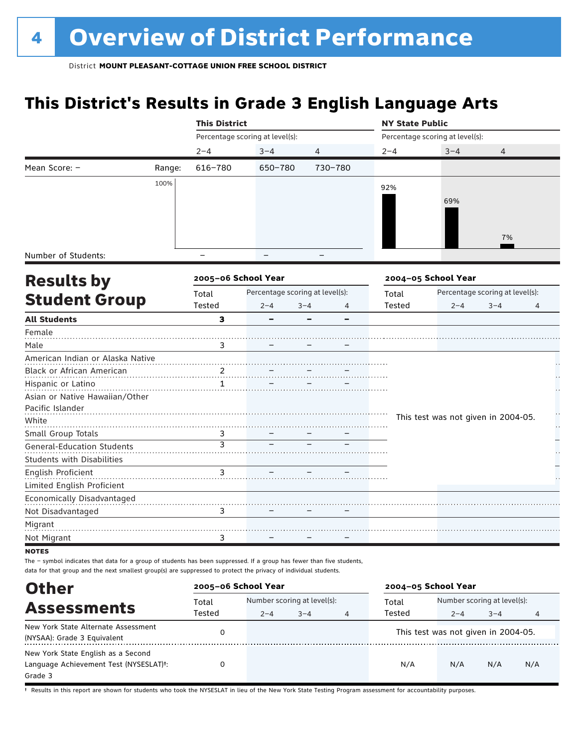# 4 Overview of District Performance

District **MOUNT PLEASANT-COTTAGE UNION FREE SCHOOL DISTRICT**

## This District's Results in Grade 3 English Language Arts

| | | This District | | | NY State Public | | |
|---|---|---|---|---|---|---|---|
| | | Percentage scoring at level(s): | | | Percentage scoring at level(s): | | |
| | | 2–4 | 3–4 | 4 | 2–4 | 3–4 | 4 |
| Mean Score: – | Range: | 616–780 | 650–780 | 730–780 | | | |
| Number of Students: | | – | – | – | | | |

100%

92%

69%

7%

## Results by Student Group

| | 2005–06 School Year | | | | 2004–05 School Year | | | |
|---|---|---|---|---|---|---|---|---|
| | Total Tested | Percentage scoring at level(s): 2–4 | 3–4 | 4 | Total Tested | Percentage scoring at level(s): 2–4 | 3–4 | 4 |
| **All Students** | **3** | **–** | **–** | **–** | | | | |
| Female | | | | | | | | |
| Male | 3 | – | – | – | | | | |
| American Indian or Alaska Native | | | | | This test was not given in 2004-05. | | | |
| Black or African American | 2 | – | – | – | | | | |
| Hispanic or Latino | 1 | – | – | – | | | | |
| Asian or Native Hawaiian/Other Pacific Islander | | | | | | | | |
| White | | | | | | | | |
| Small Group Totals | 3 | – | – | – | | | | |
| General-Education Students | 3 | – | – | – | | | | |
| Students with Disabilities | | | | | | | | |
| English Proficient | 3 | – | – | – | | | | |
| Limited English Proficient | | | | | | | | |
| Economically Disadvantaged | | | | | | | | |
| Not Disadvantaged | 3 | – | – | – | | | | |
| Migrant | | | | | | | | |
| Not Migrant | 3 | – | – | – | | | | |

**NOTES**

The – symbol indicates that data for a group of students has been suppressed. If a group has fewer than five students, data for that group and the next smallest group(s) are suppressed to protect the privacy of individual students.

## Other Assessments

| | 2005–06 School Year | | | | 2004–05 School Year | | | |
|---|---|---|---|---|---|---|---|---|
| | Total Tested | Number scoring at level(s): 2–4 | 3–4 | 4 | Total Tested | Number scoring at level(s): 2–4 | 3–4 | 4 |
| New York State Alternate Assessment (NYSAA): Grade 3 Equivalent | 0 | | | | This test was not given in 2004-05. | | | |
| New York State English as a Second Language Achievement Test (NYSESLAT)†: Grade 3 | 0 | | | | N/A | N/A | N/A | N/A |

† Results in this report are shown for students who took the NYSESLAT in lieu of the New York State Testing Program assessment for accountability purposes.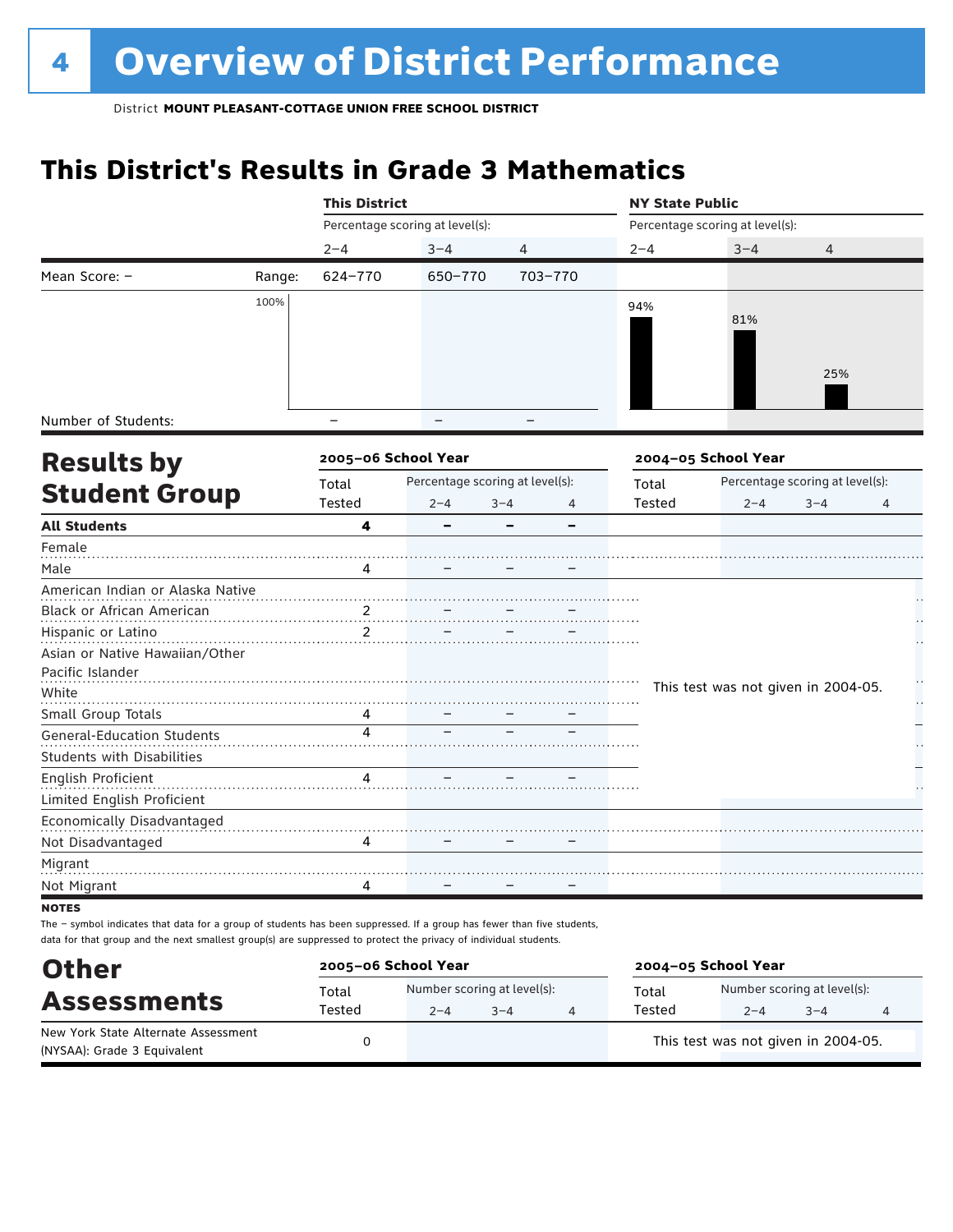# 4 Overview of District Performance

District **MOUNT PLEASANT-COTTAGE UNION FREE SCHOOL DISTRICT**

## This District's Results in Grade 3 Mathematics

| | | This District | | | NY State Public | | |
|---|---|---|---|---|---|---|---|
| | | Percentage scoring at level(s): | | | Percentage scoring at level(s): | | |
| | | 2–4 | 3–4 | 4 | 2–4 | 3–4 | 4 |
| Mean Score: – | Range: | 624–770 | 650–770 | 703–770 | | | |
| Number of Students: | | – | – | – | | | |

100%

94%

81%

25%

## Results by Student Group

| | 2005–06 School Year | | | | 2004–05 School Year | | | |
|---|---|---|---|---|---|---|---|---|
| | Total Tested | Percentage scoring at level(s): 2–4 | 3–4 | 4 | Total Tested | Percentage scoring at level(s): 2–4 | 3–4 | 4 |
| **All Students** | **4** | **–** | **–** | **–** | | | | |
| Female | | | | | | | | |
| Male | 4 | – | – | – | | | | |
| American Indian or Alaska Native | | | | | This test was not given in 2004-05. | | | |
| Black or African American | 2 | – | – | – | | | | |
| Hispanic or Latino | 2 | – | – | – | | | | |
| Asian or Native Hawaiian/Other Pacific Islander | | | | | | | | |
| White | | | | | | | | |
| Small Group Totals | 4 | – | – | – | | | | |
| General-Education Students | 4 | – | – | – | | | | |
| Students with Disabilities | | | | | | | | |
| English Proficient | 4 | – | – | – | | | | |
| Limited English Proficient | | | | | | | | |
| Economically Disadvantaged | | | | | | | | |
| Not Disadvantaged | 4 | – | – | – | | | | |
| Migrant | | | | | | | | |
| Not Migrant | 4 | – | – | – | | | | |

**NOTES**

The – symbol indicates that data for a group of students has been suppressed. If a group has fewer than five students, data for that group and the next smallest group(s) are suppressed to protect the privacy of individual students.

## Other Assessments

| | 2005–06 School Year | | | | 2004–05 School Year | | | |
|---|---|---|---|---|---|---|---|---|
| | Total Tested | Number scoring at level(s): 2–4 | 3–4 | 4 | Total Tested | Number scoring at level(s): 2–4 | 3–4 | 4 |
| New York State Alternate Assessment (NYSAA): Grade 3 Equivalent | 0 | | | | This test was not given in 2004-05. | | | |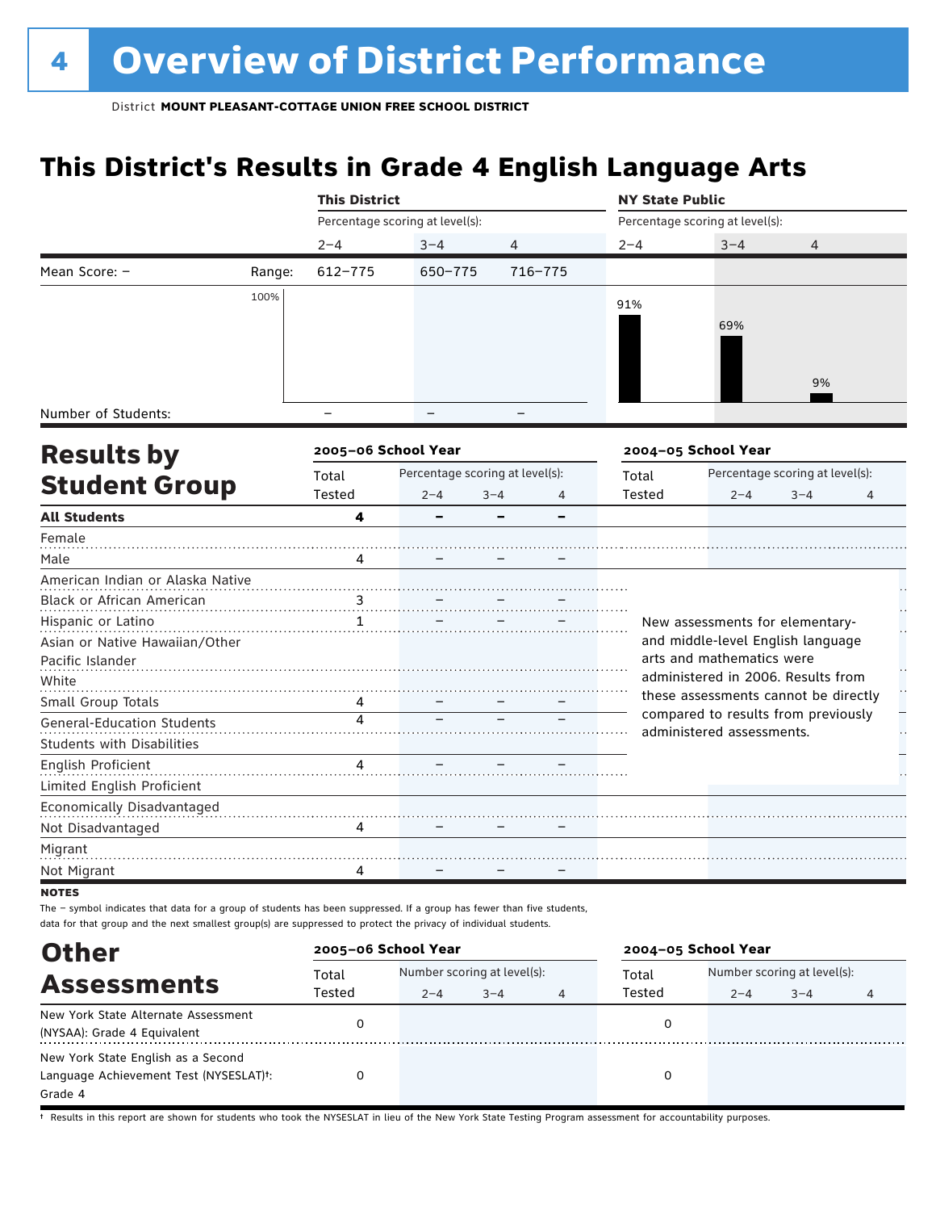# 4 Overview of District Performance

District **MOUNT PLEASANT-COTTAGE UNION FREE SCHOOL DISTRICT**

## This District's Results in Grade 4 English Language Arts

| | | This District | | | NY State Public | | |
|---|---|---|---|---|---|---|---|
| | | Percentage scoring at level(s): | | | Percentage scoring at level(s): | | |
| | | 2–4 | 3–4 | 4 | 2–4 | 3–4 | 4 |
| Mean Score: – | Range: | 612–775 | 650–775 | 716–775 | | | |
| Number of Students: | | – | – | – | | | |

100%

91%

69%

9%

## Results by Student Group

| | 2005–06 School Year | | | | 2004–05 School Year | | | |
|---|---|---|---|---|---|---|---|---|
| | Total Tested | Percentage scoring at level(s): 2–4 | 3–4 | 4 | Total Tested | Percentage scoring at level(s): 2–4 | 3–4 | 4 |
| **All Students** | **4** | **–** | **–** | **–** | | | | |
| Female | | | | | | | | |
| Male | 4 | – | – | – | | | | |
| American Indian or Alaska Native | | | | | | | | |
| Black or African American | 3 | – | – | – | | | | |
| Hispanic or Latino | 1 | – | – | – | | | | |
| Asian or Native Hawaiian/Other Pacific Islander | | | | | | | | |
| White | | | | | | | | |
| Small Group Totals | 4 | – | – | – | | | | |
| General-Education Students | 4 | – | – | – | | | | |
| Students with Disabilities | | | | | | | | |
| English Proficient | 4 | – | – | – | | | | |
| Limited English Proficient | | | | | | | | |
| Economically Disadvantaged | | | | | | | | |
| Not Disadvantaged | 4 | – | – | – | | | | |
| Migrant | | | | | | | | |
| Not Migrant | 4 | – | – | – | | | | |

New assessments for elementary- and middle-level English language arts and mathematics were administered in 2006. Results from these assessments cannot be directly compared to results from previously administered assessments.

**NOTES**

The – symbol indicates that data for a group of students has been suppressed. If a group has fewer than five students, data for that group and the next smallest group(s) are suppressed to protect the privacy of individual students.

## Other Assessments

| | 2005–06 School Year | | | | 2004–05 School Year | | | |
|---|---|---|---|---|---|---|---|---|
| | Total Tested | Number scoring at level(s): 2–4 | 3–4 | 4 | Total Tested | Number scoring at level(s): 2–4 | 3–4 | 4 |
| New York State Alternate Assessment (NYSAA): Grade 4 Equivalent | 0 | | | | 0 | | | |
| New York State English as a Second Language Achievement Test (NYSESLAT)†: Grade 4 | 0 | | | | 0 | | | |

† Results in this report are shown for students who took the NYSESLAT in lieu of the New York State Testing Program assessment for accountability purposes.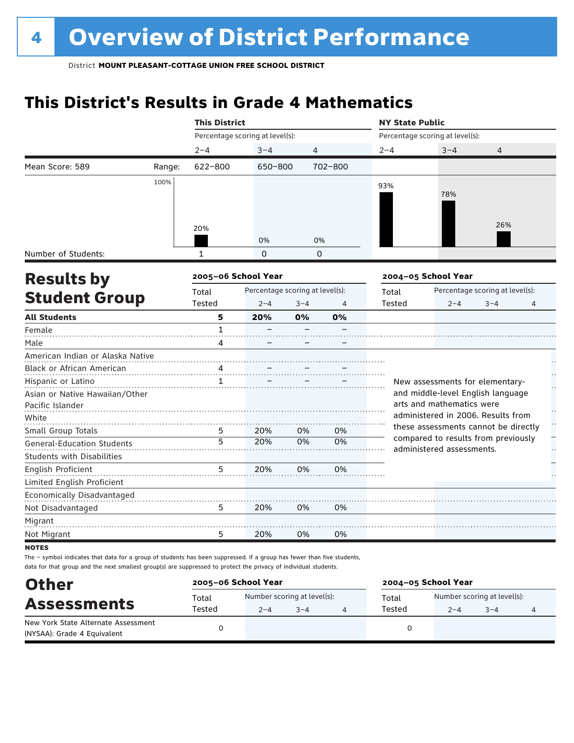# 4 Overview of District Performance

District **MOUNT PLEASANT-COTTAGE UNION FREE SCHOOL DISTRICT**

## This District's Results in Grade 4 Mathematics

| | | This District | | | NY State Public | | |
|---|---|---|---|---|---|---|---|
| | | Percentage scoring at level(s): | | | Percentage scoring at level(s): | | |
| | | 2–4 | 3–4 | 4 | 2–4 | 3–4 | 4 |
| Mean Score: 589 | Range: | 622–800 | 650–800 | 702–800 | | | |
| Number of Students: | | 1 | 0 | 0 | | | |

100%

20%

0%

0%

93%

78%

26%

## Results by Student Group

| | 2005–06 School Year | | | | 2004–05 School Year | | | |
|---|---|---|---|---|---|---|---|---|
| | Total Tested | Percentage scoring at level(s): 2–4 | 3–4 | 4 | Total Tested | Percentage scoring at level(s): 2–4 | 3–4 | 4 |
| **All Students** | **5** | **20%** | **0%** | **0%** | | | | |
| Female | 1 | – | – | – | | | | |
| Male | 4 | – | – | – | | | | |
| American Indian or Alaska Native | | | | | | | | |
| Black or African American | 4 | – | – | – | | | | |
| Hispanic or Latino | 1 | – | – | – | | | | |
| Asian or Native Hawaiian/Other Pacific Islander | | | | | | | | |
| White | | | | | | | | |
| Small Group Totals | 5 | 20% | 0% | 0% | | | | |
| General-Education Students | 5 | 20% | 0% | 0% | | | | |
| Students with Disabilities | | | | | | | | |
| English Proficient | 5 | 20% | 0% | 0% | | | | |
| Limited English Proficient | | | | | | | | |
| Economically Disadvantaged | | | | | | | | |
| Not Disadvantaged | 5 | 20% | 0% | 0% | | | | |
| Migrant | | | | | | | | |
| Not Migrant | 5 | 20% | 0% | 0% | | | | |

New assessments for elementary- and middle-level English language arts and mathematics were administered in 2006. Results from these assessments cannot be directly compared to results from previously administered assessments.

**NOTES**

The – symbol indicates that data for a group of students has been suppressed. If a group has fewer than five students, data for that group and the next smallest group(s) are suppressed to protect the privacy of individual students.

## Other Assessments

| | 2005–06 School Year | | | | 2004–05 School Year | | | |
|---|---|---|---|---|---|---|---|---|
| | Total Tested | Number scoring at level(s): 2–4 | 3–4 | 4 | Total Tested | Number scoring at level(s): 2–4 | 3–4 | 4 |
| New York State Alternate Assessment (NYSAA): Grade 4 Equivalent | 0 | | | | 0 | | | |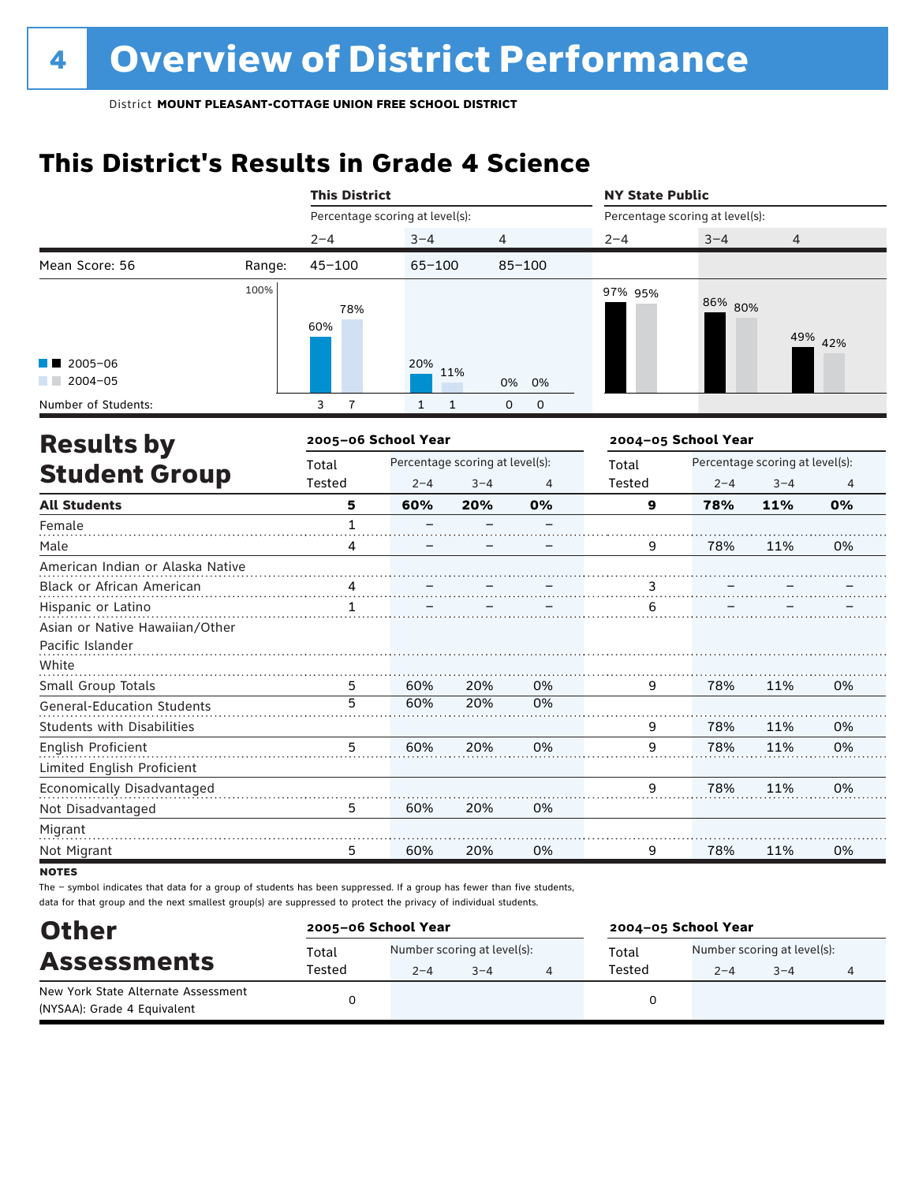# 4 Overview of District Performance

District **MOUNT PLEASANT-COTTAGE UNION FREE SCHOOL DISTRICT**

## This District's Results in Grade 4 Science

**This District** — Percentage scoring at level(s):

**NY State Public** — Percentage scoring at level(s):

| | | 2–4 | 3–4 | 4 |
|---|---|---|---|---|
| Mean Score: 56 | Range: | 45–100 | 65–100 | 85–100 |

100%

■ 2005–06
■ 2004–05

This District:
2–4: 60% 78%
3–4: 20% 11%
4: 0% 0%

NY State Public:
2–4: 97% 95%
3–4: 86% 80%
4: 49% 42%

Number of Students: 3 7 1 1 0 0

## Results by Student Group

| | 2005–06 School Year | | | | 2004–05 School Year | | | |
|---|---|---|---|---|---|---|---|---|
| | Total Tested | Percentage scoring at level(s): 2–4 | 3–4 | 4 | Total Tested | Percentage scoring at level(s): 2–4 | 3–4 | 4 |
| **All Students** | **5** | **60%** | **20%** | **0%** | **9** | **78%** | **11%** | **0%** |
| Female | 1 | – | – | – | | | | |
| Male | 4 | – | – | – | 9 | 78% | 11% | 0% |
| American Indian or Alaska Native | | | | | | | | |
| Black or African American | 4 | – | – | – | 3 | – | – | – |
| Hispanic or Latino | 1 | – | – | – | 6 | – | – | – |
| Asian or Native Hawaiian/Other Pacific Islander | | | | | | | | |
| White | | | | | | | | |
| Small Group Totals | 5 | 60% | 20% | 0% | 9 | 78% | 11% | 0% |
| General-Education Students | 5 | 60% | 20% | 0% | | | | |
| Students with Disabilities | | | | | 9 | 78% | 11% | 0% |
| English Proficient | 5 | 60% | 20% | 0% | 9 | 78% | 11% | 0% |
| Limited English Proficient | | | | | | | | |
| Economically Disadvantaged | | | | | 9 | 78% | 11% | 0% |
| Not Disadvantaged | 5 | 60% | 20% | 0% | | | | |
| Migrant | | | | | | | | |
| Not Migrant | 5 | 60% | 20% | 0% | 9 | 78% | 11% | 0% |

**NOTES**

The – symbol indicates that data for a group of students has been suppressed. If a group has fewer than five students, data for that group and the next smallest group(s) are suppressed to protect the privacy of individual students.

## Other Assessments

| | 2005–06 School Year | | | | 2004–05 School Year | | | |
|---|---|---|---|---|---|---|---|---|
| | Total Tested | Number scoring at level(s): 2–4 | 3–4 | 4 | Total Tested | Number scoring at level(s): 2–4 | 3–4 | 4 |
| New York State Alternate Assessment (NYSAA): Grade 4 Equivalent | 0 | | | | 0 | | | |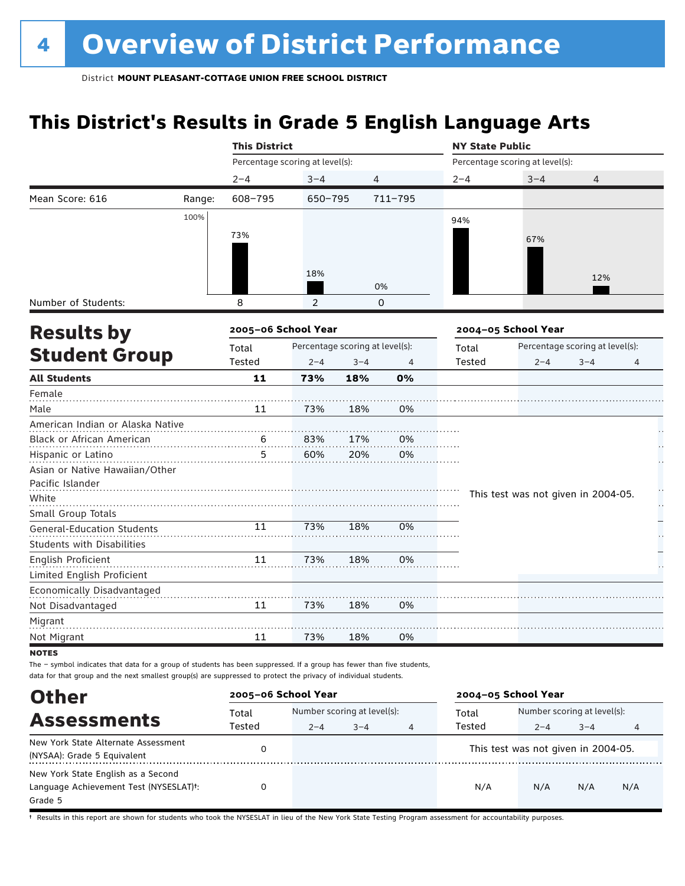# 4 Overview of District Performance

District **MOUNT PLEASANT-COTTAGE UNION FREE SCHOOL DISTRICT**

## This District's Results in Grade 5 English Language Arts

| | | This District | | | NY State Public | | |
|---|---|---|---|---|---|---|---|
| | | Percentage scoring at level(s): | | | Percentage scoring at level(s): | | |
| | | 2–4 | 3–4 | 4 | 2–4 | 3–4 | 4 |
| Mean Score: 616 | Range: | 608–795 | 650–795 | 711–795 | | | |
| Number of Students: | | 8 | 2 | 0 | | | |

100%

73%

18%

0%

94%

67%

12%

## Results by Student Group

| | 2005–06 School Year | | | | 2004–05 School Year | | | |
|---|---|---|---|---|---|---|---|---|
| | Total Tested | Percentage scoring at level(s): 2–4 | 3–4 | 4 | Total Tested | Percentage scoring at level(s): 2–4 | 3–4 | 4 |
| **All Students** | **11** | **73%** | **18%** | **0%** | | | | |
| Female | | | | | | | | |
| Male | 11 | 73% | 18% | 0% | | | | |
| American Indian or Alaska Native | | | | | This test was not given in 2004-05. | | | |
| Black or African American | 6 | 83% | 17% | 0% | | | | |
| Hispanic or Latino | 5 | 60% | 20% | 0% | | | | |
| Asian or Native Hawaiian/Other Pacific Islander | | | | | | | | |
| White | | | | | | | | |
| Small Group Totals | | | | | | | | |
| General-Education Students | 11 | 73% | 18% | 0% | | | | |
| Students with Disabilities | | | | | | | | |
| English Proficient | 11 | 73% | 18% | 0% | | | | |
| Limited English Proficient | | | | | | | | |
| Economically Disadvantaged | | | | | | | | |
| Not Disadvantaged | 11 | 73% | 18% | 0% | | | | |
| Migrant | | | | | | | | |
| Not Migrant | 11 | 73% | 18% | 0% | | | | |

**NOTES**

The – symbol indicates that data for a group of students has been suppressed. If a group has fewer than five students, data for that group and the next smallest group(s) are suppressed to protect the privacy of individual students.

## Other Assessments

| | 2005–06 School Year | | | | 2004–05 School Year | | | |
|---|---|---|---|---|---|---|---|---|
| | Total Tested | Number scoring at level(s): 2–4 | 3–4 | 4 | Total Tested | Number scoring at level(s): 2–4 | 3–4 | 4 |
| New York State Alternate Assessment (NYSAA): Grade 5 Equivalent | 0 | | | | This test was not given in 2004-05. | | | |
| New York State English as a Second Language Achievement Test (NYSESLAT)†: Grade 5 | 0 | | | | N/A | N/A | N/A | N/A |

† Results in this report are shown for students who took the NYSESLAT in lieu of the New York State Testing Program assessment for accountability purposes.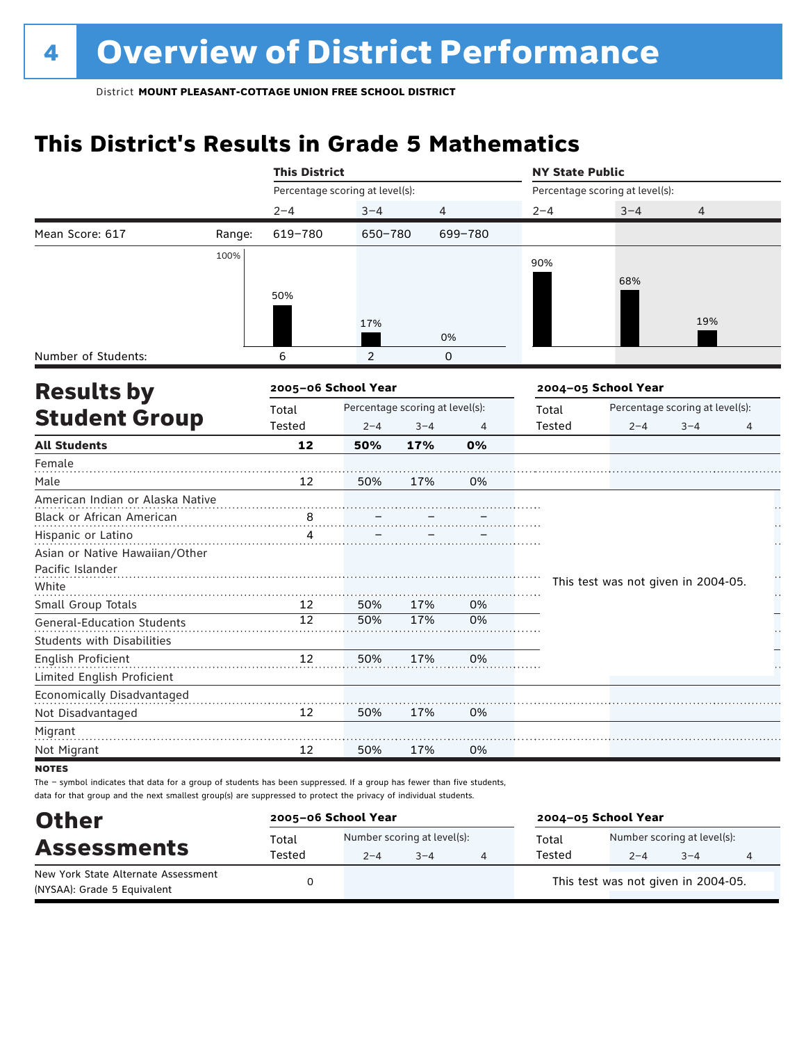# 4 Overview of District Performance

District **MOUNT PLEASANT-COTTAGE UNION FREE SCHOOL DISTRICT**

## This District's Results in Grade 5 Mathematics

| | | This District | | | NY State Public | | |
|---|---|---|---|---|---|---|---|
| | | Percentage scoring at level(s): | | | Percentage scoring at level(s): | | |
| | | 2–4 | 3–4 | 4 | 2–4 | 3–4 | 4 |
| Mean Score: 617 | Range: | 619–780 | 650–780 | 699–780 | | | |

100%

50%

17%

0%

90%

68%

19%

| | 2–4 | 3–4 | 4 |
|---|---|---|---|
| Number of Students: | 6 | 2 | 0 |

## Results by Student Group

| | 2005–06 School Year | | | | 2004–05 School Year | | | |
|---|---|---|---|---|---|---|---|---|
| | Total Tested | Percentage scoring at level(s): 2–4 | 3–4 | 4 | Total Tested | Percentage scoring at level(s): 2–4 | 3–4 | 4 |
| **All Students** | **12** | **50%** | **17%** | **0%** | | | | |
| Female | | | | | | | | |
| Male | 12 | 50% | 17% | 0% | | | | |
| American Indian or Alaska Native | | | | | This test was not given in 2004-05. | | | |
| Black or African American | 8 | – | – | – | | | | |
| Hispanic or Latino | 4 | – | – | – | | | | |
| Asian or Native Hawaiian/Other Pacific Islander | | | | | | | | |
| White | | | | | | | | |
| Small Group Totals | 12 | 50% | 17% | 0% | | | | |
| General-Education Students | 12 | 50% | 17% | 0% | | | | |
| Students with Disabilities | | | | | | | | |
| English Proficient | 12 | 50% | 17% | 0% | | | | |
| Limited English Proficient | | | | | | | | |
| Economically Disadvantaged | | | | | | | | |
| Not Disadvantaged | 12 | 50% | 17% | 0% | | | | |
| Migrant | | | | | | | | |
| Not Migrant | 12 | 50% | 17% | 0% | | | | |

**NOTES**

The – symbol indicates that data for a group of students has been suppressed. If a group has fewer than five students, data for that group and the next smallest group(s) are suppressed to protect the privacy of individual students.

## Other Assessments

| | 2005–06 School Year | | | | 2004–05 School Year | | | |
|---|---|---|---|---|---|---|---|---|
| | Total Tested | Number scoring at level(s): 2–4 | 3–4 | 4 | Total Tested | Number scoring at level(s): 2–4 | 3–4 | 4 |
| New York State Alternate Assessment (NYSAA): Grade 5 Equivalent | 0 | | | | This test was not given in 2004-05. | | | |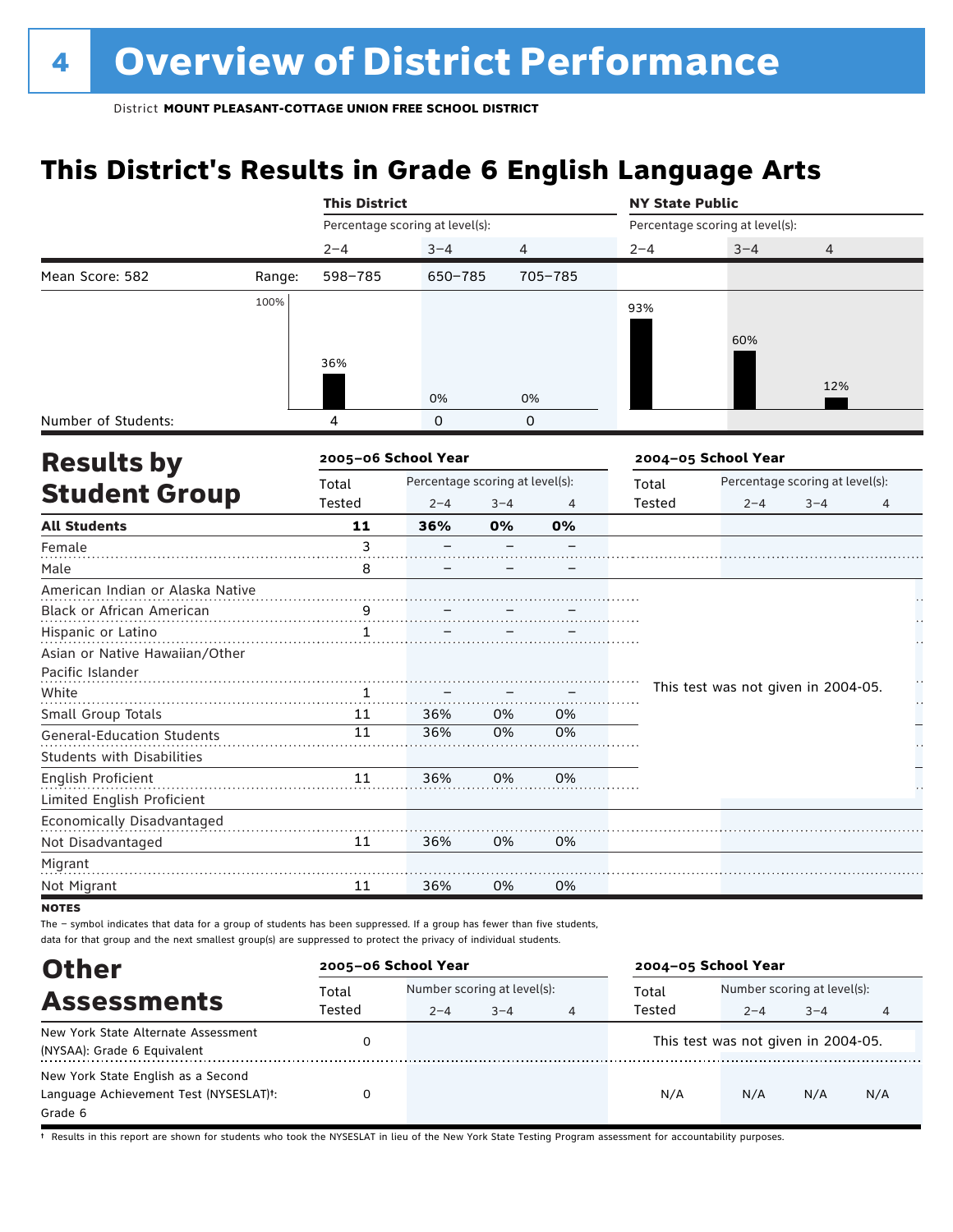# Overview of District Performance

District **MOUNT PLEASANT-COTTAGE UNION FREE SCHOOL DISTRICT**

## This District's Results in Grade 6 English Language Arts

| | | This District | | | NY State Public | | |
|---|---|---|---|---|---|---|---|
| | | Percentage scoring at level(s): | | | Percentage scoring at level(s): | | |
| | | 2–4 | 3–4 | 4 | 2–4 | 3–4 | 4 |
| Mean Score: 582 | Range: | 598–785 | 650–785 | 705–785 | | | |

100%

36%

0%

0%

93%

60%

12%

| | | | | |
|---|---|---|---|---|
| Number of Students: | | 4 | 0 | 0 |

## Results by Student Group

| | 2005–06 School Year | | | | 2004–05 School Year | | | |
|---|---|---|---|---|---|---|---|---|
| | Total Tested | Percentage scoring at level(s): 2–4 | 3–4 | 4 | Total Tested | Percentage scoring at level(s): 2–4 | 3–4 | 4 |
| **All Students** | **11** | **36%** | **0%** | **0%** | | | | |
| Female | 3 | – | – | – | | | | |
| Male | 8 | – | – | – | | | | |
| American Indian or Alaska Native | | | | | This test was not given in 2004-05. | | | |
| Black or African American | 9 | – | – | – | | | | |
| Hispanic or Latino | 1 | – | – | – | | | | |
| Asian or Native Hawaiian/Other Pacific Islander | | | | | | | | |
| White | 1 | – | – | – | | | | |
| Small Group Totals | 11 | 36% | 0% | 0% | | | | |
| General-Education Students | 11 | 36% | 0% | 0% | | | | |
| Students with Disabilities | | | | | | | | |
| English Proficient | 11 | 36% | 0% | 0% | | | | |
| Limited English Proficient | | | | | | | | |
| Economically Disadvantaged | | | | | | | | |
| Not Disadvantaged | 11 | 36% | 0% | 0% | | | | |
| Migrant | | | | | | | | |
| Not Migrant | 11 | 36% | 0% | 0% | | | | |

**NOTES**

The – symbol indicates that data for a group of students has been suppressed. If a group has fewer than five students, data for that group and the next smallest group(s) are suppressed to protect the privacy of individual students.

## Other Assessments

| | 2005–06 School Year | | | | 2004–05 School Year | | | |
|---|---|---|---|---|---|---|---|---|
| | Total Tested | Number scoring at level(s): 2–4 | 3–4 | 4 | Total Tested | Number scoring at level(s): 2–4 | 3–4 | 4 |
| New York State Alternate Assessment (NYSAA): Grade 6 Equivalent | 0 | | | | This test was not given in 2004-05. | | | |
| New York State English as a Second Language Achievement Test (NYSESLAT)†: Grade 6 | 0 | | | | N/A | N/A | N/A | N/A |

† Results in this report are shown for students who took the NYSESLAT in lieu of the New York State Testing Program assessment for accountability purposes.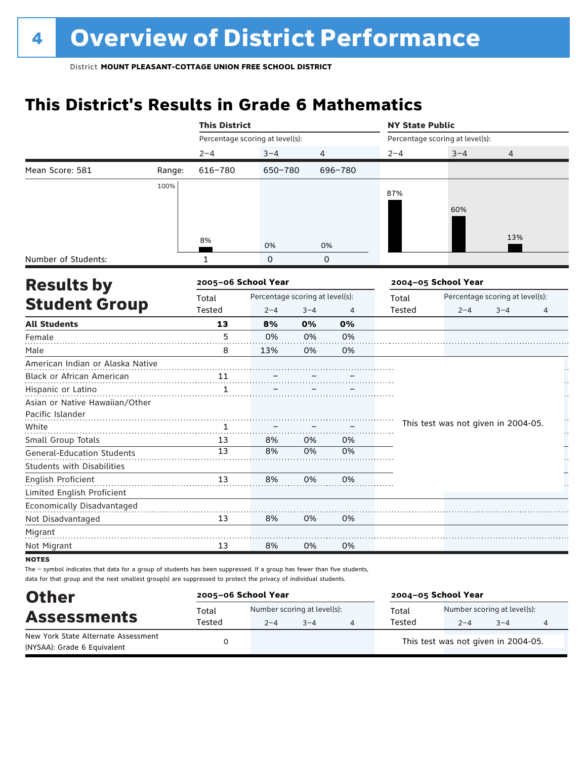# 4 Overview of District Performance

District **MOUNT PLEASANT-COTTAGE UNION FREE SCHOOL DISTRICT**

## This District's Results in Grade 6 Mathematics

| | | This District | | | NY State Public | | |
|---|---|---|---|---|---|---|---|
| | | Percentage scoring at level(s): | | | Percentage scoring at level(s): | | |
| | | 2–4 | 3–4 | 4 | 2–4 | 3–4 | 4 |
| Mean Score: 581 | Range: | 616–780 | 650–780 | 696–780 | | | |

100%

8%
0%
0%
87%
60%
13%

| | This District 2–4 | This District 3–4 | This District 4 |
|---|---|---|---|
| Number of Students: | 1 | 0 | 0 |

## Results by Student Group

| | 2005–06 School Year | | | | 2004–05 School Year | | | |
|---|---|---|---|---|---|---|---|---|
| | Total Tested | Percentage scoring at level(s): 2–4 | 3–4 | 4 | Total Tested | Percentage scoring at level(s): 2–4 | 3–4 | 4 |
| **All Students** | **13** | **8%** | **0%** | **0%** | | | | |
| Female | 5 | 0% | 0% | 0% | | | | |
| Male | 8 | 13% | 0% | 0% | | | | |
| American Indian or Alaska Native | | | | | This test was not given in 2004-05. | | | |
| Black or African American | 11 | – | – | – | | | | |
| Hispanic or Latino | 1 | – | – | – | | | | |
| Asian or Native Hawaiian/Other Pacific Islander | | | | | | | | |
| White | 1 | – | – | – | | | | |
| Small Group Totals | 13 | 8% | 0% | 0% | | | | |
| General-Education Students | 13 | 8% | 0% | 0% | | | | |
| Students with Disabilities | | | | | | | | |
| English Proficient | 13 | 8% | 0% | 0% | | | | |
| Limited English Proficient | | | | | | | | |
| Economically Disadvantaged | | | | | | | | |
| Not Disadvantaged | 13 | 8% | 0% | 0% | | | | |
| Migrant | | | | | | | | |
| Not Migrant | 13 | 8% | 0% | 0% | | | | |

**NOTES**

The – symbol indicates that data for a group of students has been suppressed. If a group has fewer than five students, data for that group and the next smallest group(s) are suppressed to protect the privacy of individual students.

## Other Assessments

| | 2005–06 School Year | | | | 2004–05 School Year | | | |
|---|---|---|---|---|---|---|---|---|
| | Total Tested | Number scoring at level(s): 2–4 | 3–4 | 4 | Total Tested | Number scoring at level(s): 2–4 | 3–4 | 4 |
| New York State Alternate Assessment (NYSAA): Grade 6 Equivalent | 0 | | | | This test was not given in 2004-05. | | | |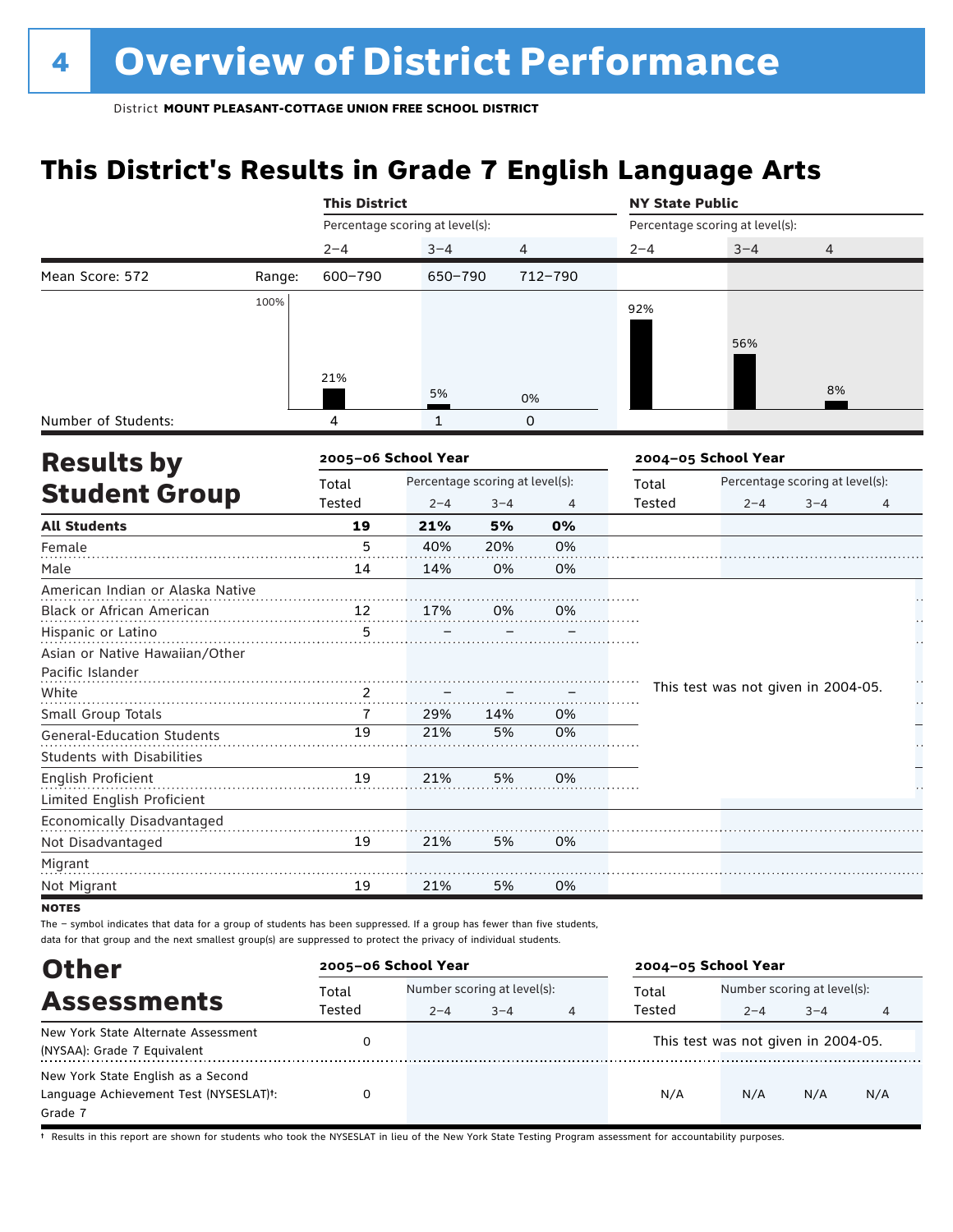# 4 Overview of District Performance

District **MOUNT PLEASANT-COTTAGE UNION FREE SCHOOL DISTRICT**

## This District's Results in Grade 7 English Language Arts

| | | This District | | | NY State Public | | |
|---|---|---|---|---|---|---|---|
| | | Percentage scoring at level(s): | | | Percentage scoring at level(s): | | |
| | | 2–4 | 3–4 | 4 | 2–4 | 3–4 | 4 |
| Mean Score: 572 | Range: | 600–790 | 650–790 | 712–790 | | | |
| Number of Students: | | 4 | 1 | 0 | | | |

100%

21%

5%

0%

92%

56%

8%

## Results by Student Group

| | 2005–06 School Year | | | | 2004–05 School Year | | | |
|---|---|---|---|---|---|---|---|---|
| | Total Tested | Percentage scoring at level(s): 2–4 | 3–4 | 4 | Total Tested | Percentage scoring at level(s): 2–4 | 3–4 | 4 |
| **All Students** | **19** | **21%** | **5%** | **0%** | | | | |
| Female | 5 | 40% | 20% | 0% | | | | |
| Male | 14 | 14% | 0% | 0% | | | | |
| American Indian or Alaska Native | | | | | This test was not given in 2004-05. | | | |
| Black or African American | 12 | 17% | 0% | 0% | | | | |
| Hispanic or Latino | 5 | – | – | – | | | | |
| Asian or Native Hawaiian/Other Pacific Islander | | | | | | | | |
| White | 2 | – | – | – | | | | |
| Small Group Totals | 7 | 29% | 14% | 0% | | | | |
| General-Education Students | 19 | 21% | 5% | 0% | | | | |
| Students with Disabilities | | | | | | | | |
| English Proficient | 19 | 21% | 5% | 0% | | | | |
| Limited English Proficient | | | | | | | | |
| Economically Disadvantaged | | | | | | | | |
| Not Disadvantaged | 19 | 21% | 5% | 0% | | | | |
| Migrant | | | | | | | | |
| Not Migrant | 19 | 21% | 5% | 0% | | | | |

**NOTES**

The – symbol indicates that data for a group of students has been suppressed. If a group has fewer than five students, data for that group and the next smallest group(s) are suppressed to protect the privacy of individual students.

## Other Assessments

| | 2005–06 School Year | | | | 2004–05 School Year | | | |
|---|---|---|---|---|---|---|---|---|
| | Total Tested | Number scoring at level(s): 2–4 | 3–4 | 4 | Total Tested | Number scoring at level(s): 2–4 | 3–4 | 4 |
| New York State Alternate Assessment (NYSAA): Grade 7 Equivalent | 0 | | | | This test was not given in 2004-05. | | | |
| New York State English as a Second Language Achievement Test (NYSESLAT)†: Grade 7 | 0 | | | | N/A | N/A | N/A | N/A |

† Results in this report are shown for students who took the NYSESLAT in lieu of the New York State Testing Program assessment for accountability purposes.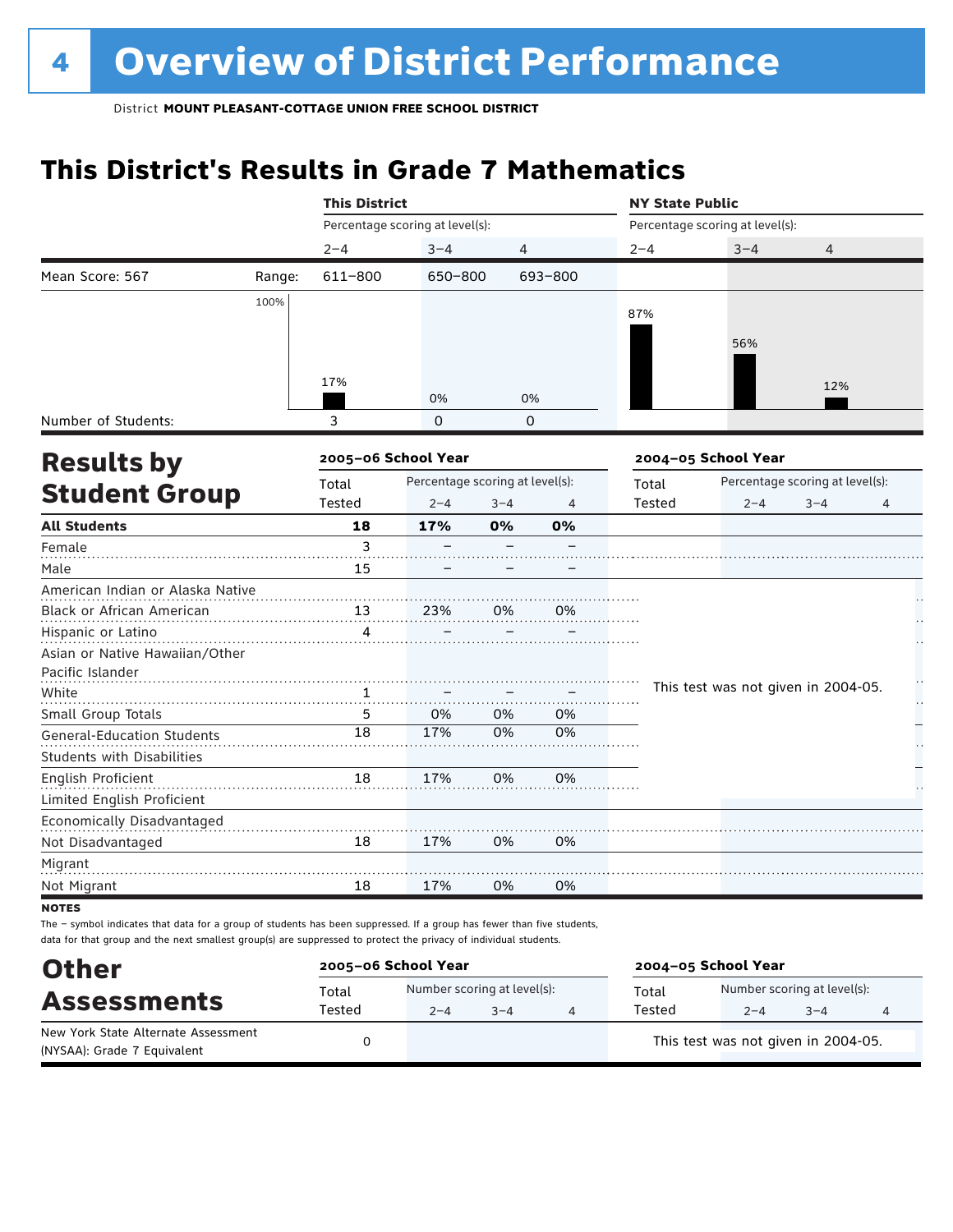# 4 Overview of District Performance

District **MOUNT PLEASANT-COTTAGE UNION FREE SCHOOL DISTRICT**

## This District's Results in Grade 7 Mathematics

| | | This District | | | NY State Public | | |
|---|---|---|---|---|---|---|---|
| | | Percentage scoring at level(s): | | | Percentage scoring at level(s): | | |
| | | 2–4 | 3–4 | 4 | 2–4 | 3–4 | 4 |
| Mean Score: 567 | Range: | 611–800 | 650–800 | 693–800 | | | |
| Number of Students: | | 3 | 0 | 0 | | | |

100%

17%

0%

0%

87%

56%

12%

## Results by Student Group

| | 2005–06 School Year | | | | 2004–05 School Year | | | |
|---|---|---|---|---|---|---|---|---|
| | Total Tested | Percentage scoring at level(s): 2–4 | 3–4 | 4 | Total Tested | Percentage scoring at level(s): 2–4 | 3–4 | 4 |
| **All Students** | **18** | **17%** | **0%** | **0%** | | | | |
| Female | 3 | – | – | – | | | | |
| Male | 15 | – | – | – | | | | |
| American Indian or Alaska Native | | | | | This test was not given in 2004-05. | | | |
| Black or African American | 13 | 23% | 0% | 0% | | | | |
| Hispanic or Latino | 4 | – | – | – | | | | |
| Asian or Native Hawaiian/Other Pacific Islander | | | | | | | | |
| White | 1 | – | – | – | | | | |
| Small Group Totals | 5 | 0% | 0% | 0% | | | | |
| General-Education Students | 18 | 17% | 0% | 0% | | | | |
| Students with Disabilities | | | | | | | | |
| English Proficient | 18 | 17% | 0% | 0% | | | | |
| Limited English Proficient | | | | | | | | |
| Economically Disadvantaged | | | | | | | | |
| Not Disadvantaged | 18 | 17% | 0% | 0% | | | | |
| Migrant | | | | | | | | |
| Not Migrant | 18 | 17% | 0% | 0% | | | | |

**NOTES**

The – symbol indicates that data for a group of students has been suppressed. If a group has fewer than five students, data for that group and the next smallest group(s) are suppressed to protect the privacy of individual students.

## Other Assessments

| | 2005–06 School Year | | | | 2004–05 School Year | | | |
|---|---|---|---|---|---|---|---|---|
| | Total Tested | Number scoring at level(s): 2–4 | 3–4 | 4 | Total Tested | Number scoring at level(s): 2–4 | 3–4 | 4 |
| New York State Alternate Assessment (NYSAA): Grade 7 Equivalent | 0 | | | | This test was not given in 2004-05. | | | |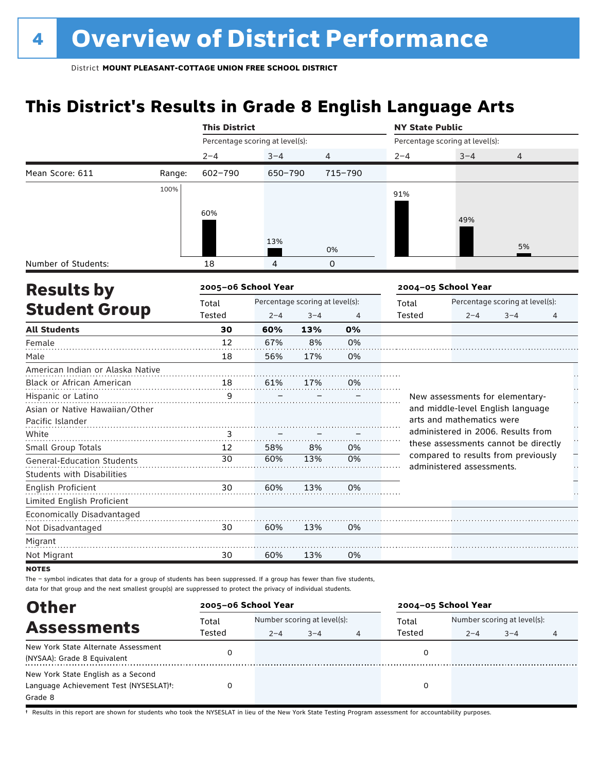# 4 Overview of District Performance

District **MOUNT PLEASANT-COTTAGE UNION FREE SCHOOL DISTRICT**

## This District's Results in Grade 8 English Language Arts

| | | This District | | | NY State Public | | |
|---|---|---|---|---|---|---|---|
| | | Percentage scoring at level(s): | | | Percentage scoring at level(s): | | |
| | | 2–4 | 3–4 | 4 | 2–4 | 3–4 | 4 |
| Mean Score: 611 | Range: | 602–790 | 650–790 | 715–790 | | | |
| Number of Students: | | 18 | 4 | 0 | | | |

100%

60%

13%

0%

91%

49%

5%

## Results by Student Group

| | 2005–06 School Year | | | | 2004–05 School Year | | | |
|---|---|---|---|---|---|---|---|---|
| | Total Tested | Percentage scoring at level(s): 2–4 | 3–4 | 4 | Total Tested | Percentage scoring at level(s): 2–4 | 3–4 | 4 |
| **All Students** | **30** | **60%** | **13%** | **0%** | | | | |
| Female | 12 | 67% | 8% | 0% | | | | |
| Male | 18 | 56% | 17% | 0% | | | | |
| American Indian or Alaska Native | | | | | | | | |
| Black or African American | 18 | 61% | 17% | 0% | | | | |
| Hispanic or Latino | 9 | – | – | – | | | | |
| Asian or Native Hawaiian/Other Pacific Islander | | | | | | | | |
| White | 3 | – | – | – | | | | |
| Small Group Totals | 12 | 58% | 8% | 0% | | | | |
| General-Education Students | 30 | 60% | 13% | 0% | | | | |
| Students with Disabilities | | | | | | | | |
| English Proficient | 30 | 60% | 13% | 0% | | | | |
| Limited English Proficient | | | | | | | | |
| Economically Disadvantaged | | | | | | | | |
| Not Disadvantaged | 30 | 60% | 13% | 0% | | | | |
| Migrant | | | | | | | | |
| Not Migrant | 30 | 60% | 13% | 0% | | | | |

New assessments for elementary- and middle-level English language arts and mathematics were administered in 2006. Results from these assessments cannot be directly compared to results from previously administered assessments.

**NOTES**

The – symbol indicates that data for a group of students has been suppressed. If a group has fewer than five students, data for that group and the next smallest group(s) are suppressed to protect the privacy of individual students.

## Other Assessments

| | 2005–06 School Year | | | | 2004–05 School Year | | | |
|---|---|---|---|---|---|---|---|---|
| | Total Tested | Number scoring at level(s): 2–4 | 3–4 | 4 | Total Tested | Number scoring at level(s): 2–4 | 3–4 | 4 |
| New York State Alternate Assessment (NYSAA): Grade 8 Equivalent | 0 | | | | 0 | | | |
| New York State English as a Second Language Achievement Test (NYSESLAT)†: Grade 8 | 0 | | | | 0 | | | |

† Results in this report are shown for students who took the NYSESLAT in lieu of the New York State Testing Program assessment for accountability purposes.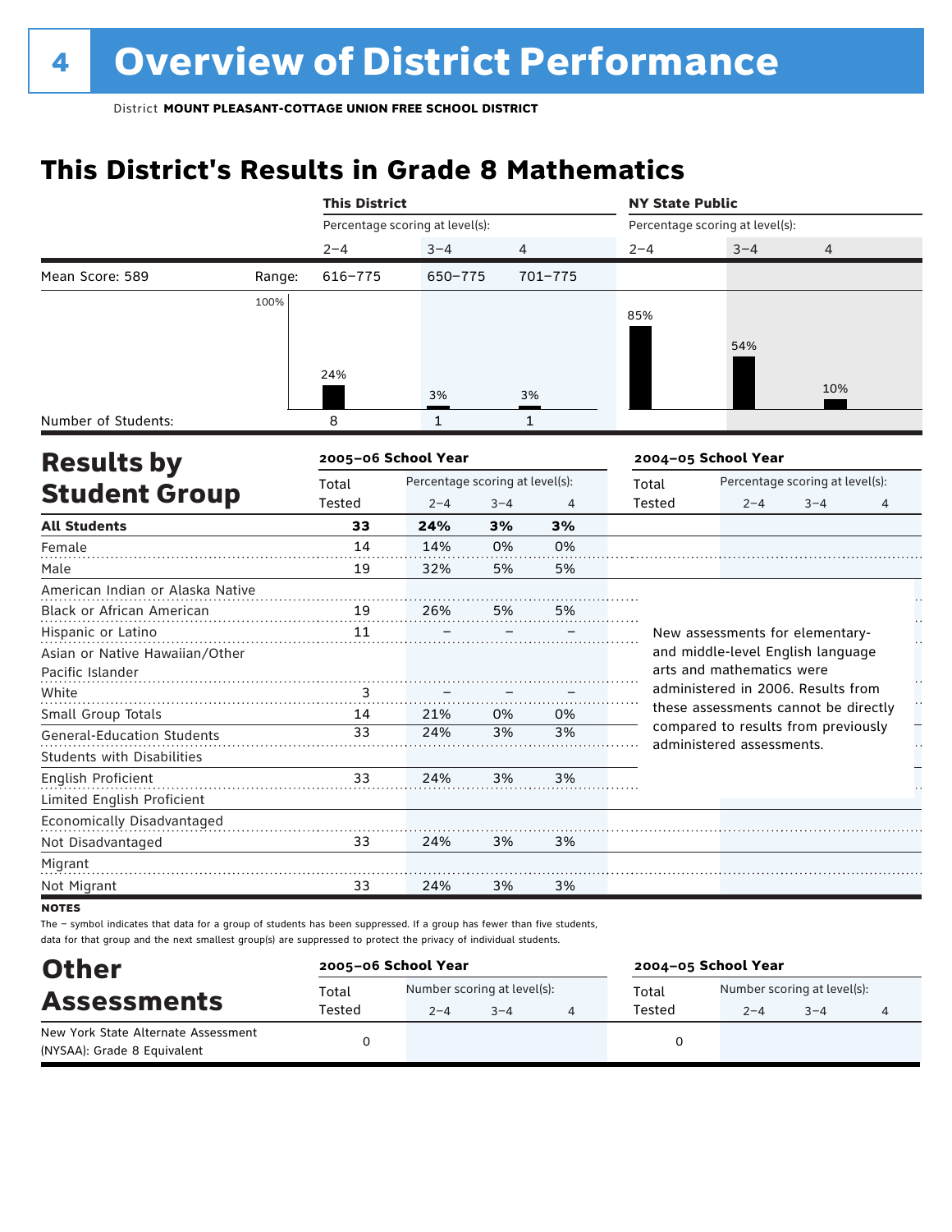# 4 Overview of District Performance

District **MOUNT PLEASANT-COTTAGE UNION FREE SCHOOL DISTRICT**

## This District's Results in Grade 8 Mathematics

| | | This District | | | NY State Public | | |
|---|---|---|---|---|---|---|---|
| | | Percentage scoring at level(s): | | | Percentage scoring at level(s): | | |
| | | 2–4 | 3–4 | 4 | 2–4 | 3–4 | 4 |
| Mean Score: 589 | Range: | 616–775 | 650–775 | 701–775 | | | |

100%

24%
3%
3%

85%
54%
10%

| | 2–4 | 3–4 | 4 |
|---|---|---|---|
| Number of Students: | 8 | 1 | 1 |

## Results by Student Group

| | 2005–06 School Year | | | | 2004–05 School Year | | | |
|---|---|---|---|---|---|---|---|---|
| | Total Tested | Percentage scoring at level(s): 2–4 | 3–4 | 4 | Total Tested | Percentage scoring at level(s): 2–4 | 3–4 | 4 |
| **All Students** | **33** | **24%** | **3%** | **3%** | | | | |
| Female | 14 | 14% | 0% | 0% | | | | |
| Male | 19 | 32% | 5% | 5% | | | | |
| American Indian or Alaska Native | | | | | | | | |
| Black or African American | 19 | 26% | 5% | 5% | | | | |
| Hispanic or Latino | 11 | – | – | – | | | | |
| Asian or Native Hawaiian/Other Pacific Islander | | | | | | | | |
| White | 3 | – | – | – | | | | |
| Small Group Totals | 14 | 21% | 0% | 0% | | | | |
| General-Education Students | 33 | 24% | 3% | 3% | | | | |
| Students with Disabilities | | | | | | | | |
| English Proficient | 33 | 24% | 3% | 3% | | | | |
| Limited English Proficient | | | | | | | | |
| Economically Disadvantaged | | | | | | | | |
| Not Disadvantaged | 33 | 24% | 3% | 3% | | | | |
| Migrant | | | | | | | | |
| Not Migrant | 33 | 24% | 3% | 3% | | | | |

New assessments for elementary- and middle-level English language arts and mathematics were administered in 2006. Results from these assessments cannot be directly compared to results from previously administered assessments.

**NOTES**

The – symbol indicates that data for a group of students has been suppressed. If a group has fewer than five students, data for that group and the next smallest group(s) are suppressed to protect the privacy of individual students.

## Other Assessments

| | 2005–06 School Year | | | | 2004–05 School Year | | | |
|---|---|---|---|---|---|---|---|---|
| | Total Tested | Number scoring at level(s): 2–4 | 3–4 | 4 | Total Tested | Number scoring at level(s): 2–4 | 3–4 | 4 |
| New York State Alternate Assessment (NYSAA): Grade 8 Equivalent | 0 | | | | 0 | | | |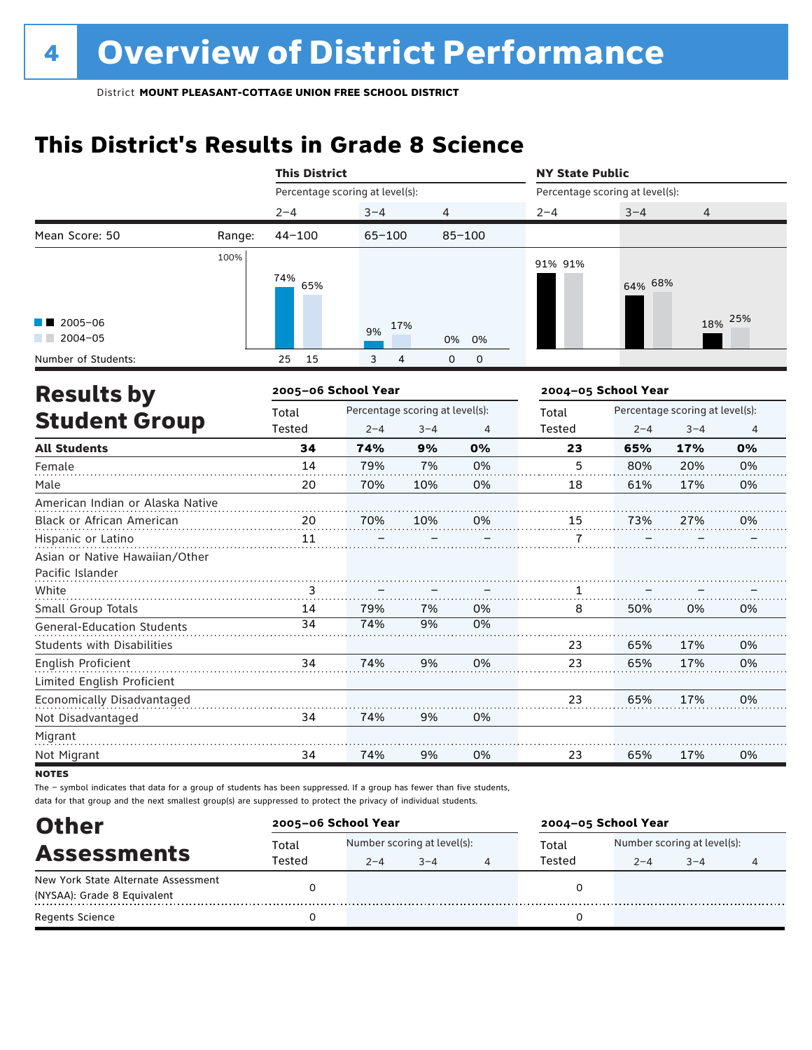# 4 Overview of District Performance

District **MOUNT PLEASANT-COTTAGE UNION FREE SCHOOL DISTRICT**

## This District's Results in Grade 8 Science

| | | This District | | | NY State Public | | |
|---|---|---|---|---|---|---|---|
| | | Percentage scoring at level(s): | | | Percentage scoring at level(s): | | |
| | | 2–4 | 3–4 | 4 | 2–4 | 3–4 | 4 |
| Mean Score: 50 | Range: | 44–100 | 65–100 | 85–100 | | | |

100%

2005–06

2004–05

74% 65%

9% 17%

0% 0%

91% 91%

64% 68%

18% 25%

Number of Students: 25 15 3 4 0 0

## Results by Student Group

| | 2005–06 School Year | | | | 2004–05 School Year | | | |
|---|---|---|---|---|---|---|---|---|
| | Total Tested | Percentage scoring at level(s): 2–4 | 3–4 | 4 | Total Tested | Percentage scoring at level(s): 2–4 | 3–4 | 4 |
| **All Students** | **34** | **74%** | **9%** | **0%** | **23** | **65%** | **17%** | **0%** |
| Female | 14 | 79% | 7% | 0% | 5 | 80% | 20% | 0% |
| Male | 20 | 70% | 10% | 0% | 18 | 61% | 17% | 0% |
| American Indian or Alaska Native | | | | | | | | |
| Black or African American | 20 | 70% | 10% | 0% | 15 | 73% | 27% | 0% |
| Hispanic or Latino | 11 | – | – | – | 7 | – | – | – |
| Asian or Native Hawaiian/Other Pacific Islander | | | | | | | | |
| White | 3 | – | – | – | 1 | – | – | – |
| Small Group Totals | 14 | 79% | 7% | 0% | 8 | 50% | 0% | 0% |
| General-Education Students | 34 | 74% | 9% | 0% | | | | |
| Students with Disabilities | | | | | 23 | 65% | 17% | 0% |
| English Proficient | 34 | 74% | 9% | 0% | 23 | 65% | 17% | 0% |
| Limited English Proficient | | | | | | | | |
| Economically Disadvantaged | | | | | 23 | 65% | 17% | 0% |
| Not Disadvantaged | 34 | 74% | 9% | 0% | | | | |
| Migrant | | | | | | | | |
| Not Migrant | 34 | 74% | 9% | 0% | 23 | 65% | 17% | 0% |

**NOTES**

The – symbol indicates that data for a group of students has been suppressed. If a group has fewer than five students, data for that group and the next smallest group(s) are suppressed to protect the privacy of individual students.

## Other Assessments

| | 2005–06 School Year | | | | 2004–05 School Year | | | |
|---|---|---|---|---|---|---|---|---|
| | Total Tested | Number scoring at level(s): 2–4 | 3–4 | 4 | Total Tested | Number scoring at level(s): 2–4 | 3–4 | 4 |
| New York State Alternate Assessment (NYSAA): Grade 8 Equivalent | 0 | | | | 0 | | | |
| Regents Science | 0 | | | | 0 | | | |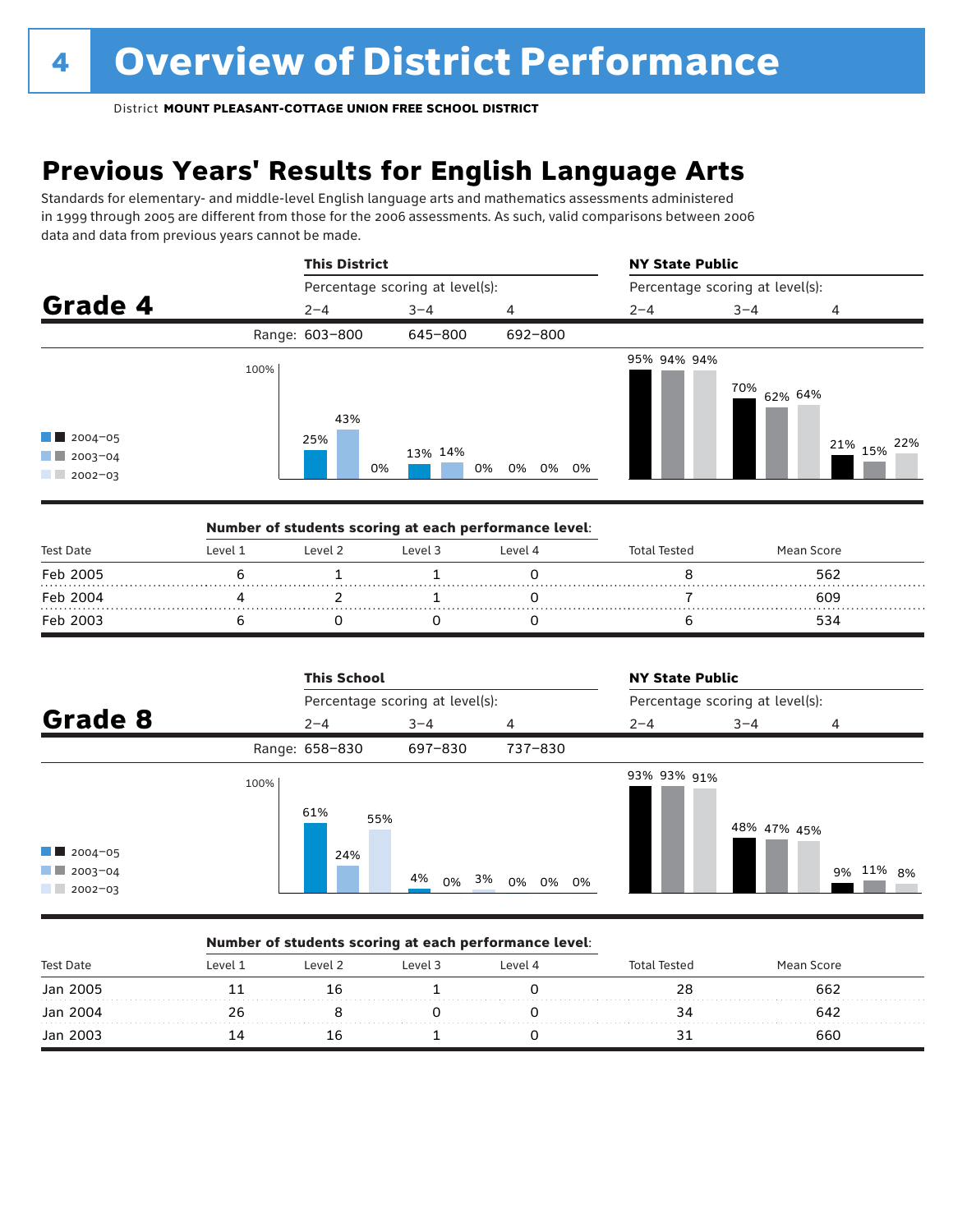# 4 Overview of District Performance

District **MOUNT PLEASANT-COTTAGE UNION FREE SCHOOL DISTRICT**

## Previous Years' Results for English Language Arts

Standards for elementary- and middle-level English language arts and mathematics assessments administered in 1999 through 2005 are different from those for the 2006 assessments. As such, valid comparisons between 2006 data and data from previous years cannot be made.

### Grade 4

**This District** — Percentage scoring at level(s):

2–4 Range: 603–800
3–4 Range: 645–800
4 Range: 692–800

**NY State Public** — Percentage scoring at level(s):

2–4
3–4
4

100%

25% 43% 0%
13% 14% 0%
0% 0% 0%

95% 94% 94%
70% 62% 64%
21% 15% 22%

2004–05
2003–04
2002–03

**Number of students scoring at each performance level:**

| Test Date | Level 1 | Level 2 | Level 3 | Level 4 | Total Tested | Mean Score |
|---|---|---|---|---|---|---|
| Feb 2005 | 6 | 1 | 1 | 0 | 8 | 562 |
| Feb 2004 | 4 | 2 | 1 | 0 | 7 | 609 |
| Feb 2003 | 6 | 0 | 0 | 0 | 6 | 534 |

### Grade 8

**This School** — Percentage scoring at level(s):

2–4 Range: 658–830
3–4 Range: 697–830
4 Range: 737–830

**NY State Public** — Percentage scoring at level(s):

2–4
3–4
4

100%

61% 24% 55%
4% 0% 3%
0% 0% 0%

93% 93% 91%
48% 47% 45%
9% 11% 8%

2004–05
2003–04
2002–03

**Number of students scoring at each performance level:**

| Test Date | Level 1 | Level 2 | Level 3 | Level 4 | Total Tested | Mean Score |
|---|---|---|---|---|---|---|
| Jan 2005 | 11 | 16 | 1 | 0 | 28 | 662 |
| Jan 2004 | 26 | 8 | 0 | 0 | 34 | 642 |
| Jan 2003 | 14 | 16 | 1 | 0 | 31 | 660 |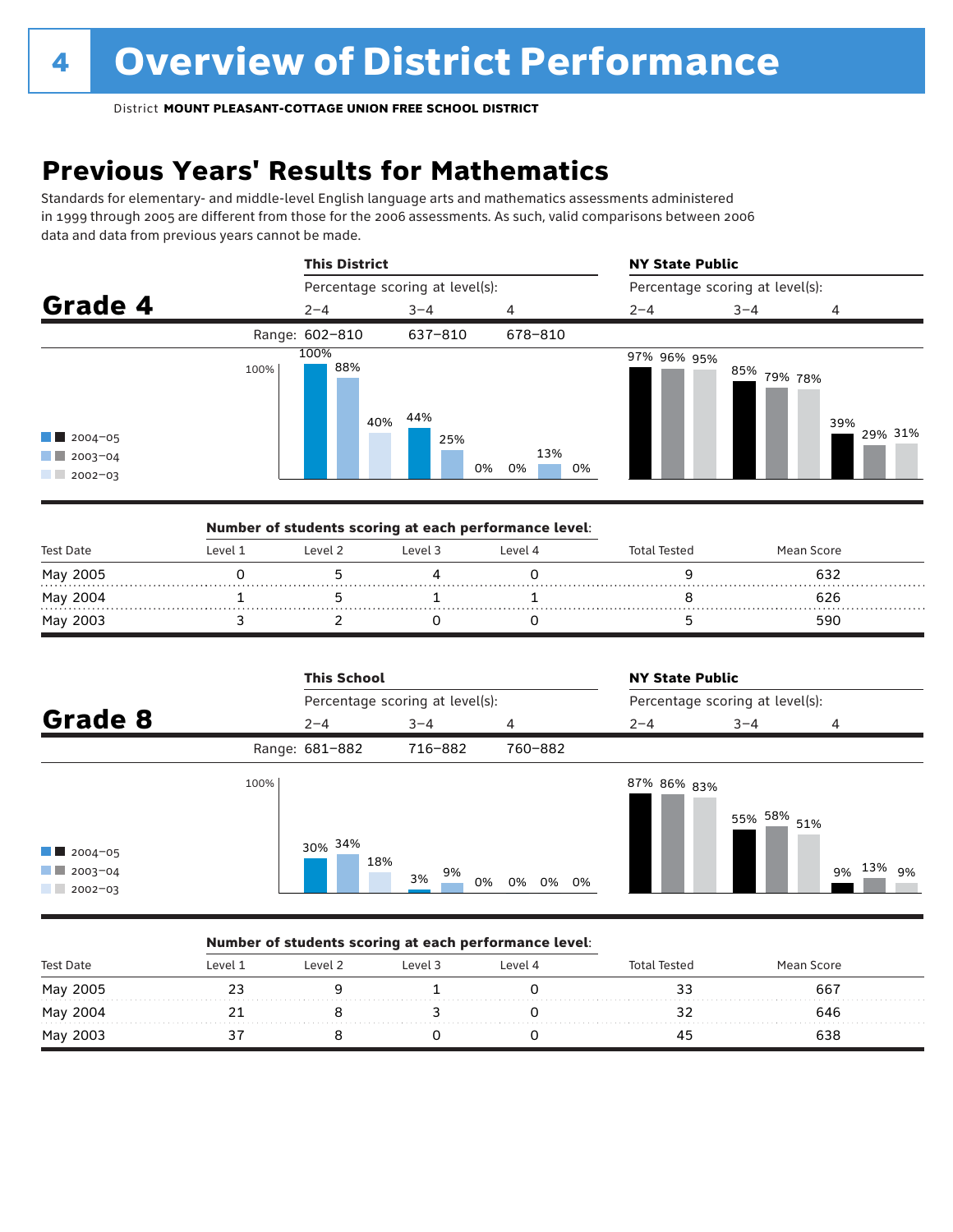# 4 Overview of District Performance

District **MOUNT PLEASANT-COTTAGE UNION FREE SCHOOL DISTRICT**

## Previous Years' Results for Mathematics

Standards for elementary- and middle-level English language arts and mathematics assessments administered in 1999 through 2005 are different from those for the 2006 assessments. As such, valid comparisons between 2006 data and data from previous years cannot be made.

### Grade 4

**This District**

Percentage scoring at level(s):

2–4 3–4 4

Range: 602–810 637–810 678–810

100%

100% 88% 40% 44% 25% 0% 0% 13% 0%

**NY State Public**

Percentage scoring at level(s):

2–4 3–4 4

97% 96% 95% 85% 79% 78% 39% 29% 31%

2004–05
2003–04
2002–03

**Number of students scoring at each performance level:**

| Test Date | Level 1 | Level 2 | Level 3 | Level 4 | Total Tested | Mean Score |
|---|---|---|---|---|---|---|
| May 2005 | 0 | 5 | 4 | 0 | 9 | 632 |
| May 2004 | 1 | 5 | 1 | 1 | 8 | 626 |
| May 2003 | 3 | 2 | 0 | 0 | 5 | 590 |

### Grade 8

**This School**

Percentage scoring at level(s):

2–4 3–4 4

Range: 681–882 716–882 760–882

100%

30% 34% 18% 3% 9% 0% 0% 0% 0%

**NY State Public**

Percentage scoring at level(s):

2–4 3–4 4

87% 86% 83% 55% 58% 51% 9% 13% 9%

2004–05
2003–04
2002–03

**Number of students scoring at each performance level:**

| Test Date | Level 1 | Level 2 | Level 3 | Level 4 | Total Tested | Mean Score |
|---|---|---|---|---|---|---|
| May 2005 | 23 | 9 | 1 | 0 | 33 | 667 |
| May 2004 | 21 | 8 | 3 | 0 | 32 | 646 |
| May 2003 | 37 | 8 | 0 | 0 | 45 | 638 |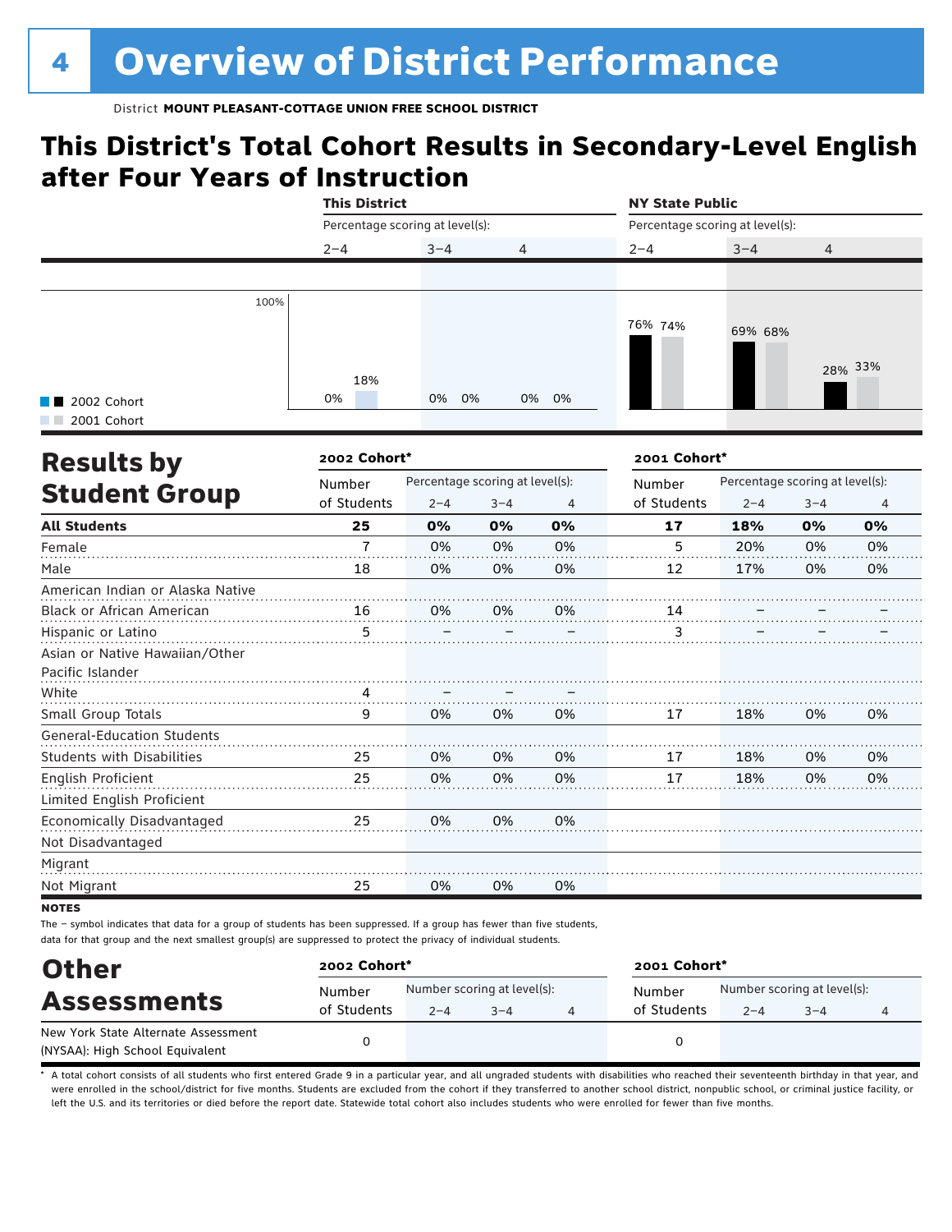# Overview of District Performance

District **MOUNT PLEASANT-COTTAGE UNION FREE SCHOOL DISTRICT**

## This District's Total Cohort Results in Secondary-Level English after Four Years of Instruction

This District

Percentage scoring at level(s):

2–4 3–4 4

NY State Public

Percentage scoring at level(s):

2–4 3–4 4

100%

0% 18%

0% 0%

0% 0%

76% 74%

69% 68%

28% 33%

2002 Cohort

2001 Cohort

## Results by Student Group

| | 2002 Cohort* | | | | 2001 Cohort* | | | |
|---|---|---|---|---|---|---|---|---|
| | Number of Students | Percentage scoring at level(s): 2–4 | 3–4 | 4 | Number of Students | Percentage scoring at level(s): 2–4 | 3–4 | 4 |
| **All Students** | **25** | **0%** | **0%** | **0%** | **17** | **18%** | **0%** | **0%** |
| Female | 7 | 0% | 0% | 0% | 5 | 20% | 0% | 0% |
| Male | 18 | 0% | 0% | 0% | 12 | 17% | 0% | 0% |
| American Indian or Alaska Native | | | | | | | | |
| Black or African American | 16 | 0% | 0% | 0% | 14 | – | – | – |
| Hispanic or Latino | 5 | – | – | – | 3 | – | – | – |
| Asian or Native Hawaiian/Other Pacific Islander | | | | | | | | |
| White | 4 | – | – | – | | | | |
| Small Group Totals | 9 | 0% | 0% | 0% | 17 | 18% | 0% | 0% |
| General-Education Students | | | | | | | | |
| Students with Disabilities | 25 | 0% | 0% | 0% | 17 | 18% | 0% | 0% |
| English Proficient | 25 | 0% | 0% | 0% | 17 | 18% | 0% | 0% |
| Limited English Proficient | | | | | | | | |
| Economically Disadvantaged | 25 | 0% | 0% | 0% | | | | |
| Not Disadvantaged | | | | | | | | |
| Migrant | | | | | | | | |
| Not Migrant | 25 | 0% | 0% | 0% | | | | |

**NOTES**

The – symbol indicates that data for a group of students has been suppressed. If a group has fewer than five students, data for that group and the next smallest group(s) are suppressed to protect the privacy of individual students.

## Other Assessments

| | 2002 Cohort* | | | | 2001 Cohort* | | | |
|---|---|---|---|---|---|---|---|---|
| | Number of Students | Number scoring at level(s): 2–4 | 3–4 | 4 | Number of Students | Number scoring at level(s): 2–4 | 3–4 | 4 |
| New York State Alternate Assessment (NYSAA): High School Equivalent | 0 | | | | 0 | | | |

* A total cohort consists of all students who first entered Grade 9 in a particular year, and all ungraded students with disabilities who reached their seventeenth birthday in that year, and were enrolled in the school/district for five months. Students are excluded from the cohort if they transferred to another school district, nonpublic school, or criminal justice facility, or left the U.S. and its territories or died before the report date. Statewide total cohort also includes students who were enrolled for fewer than five months.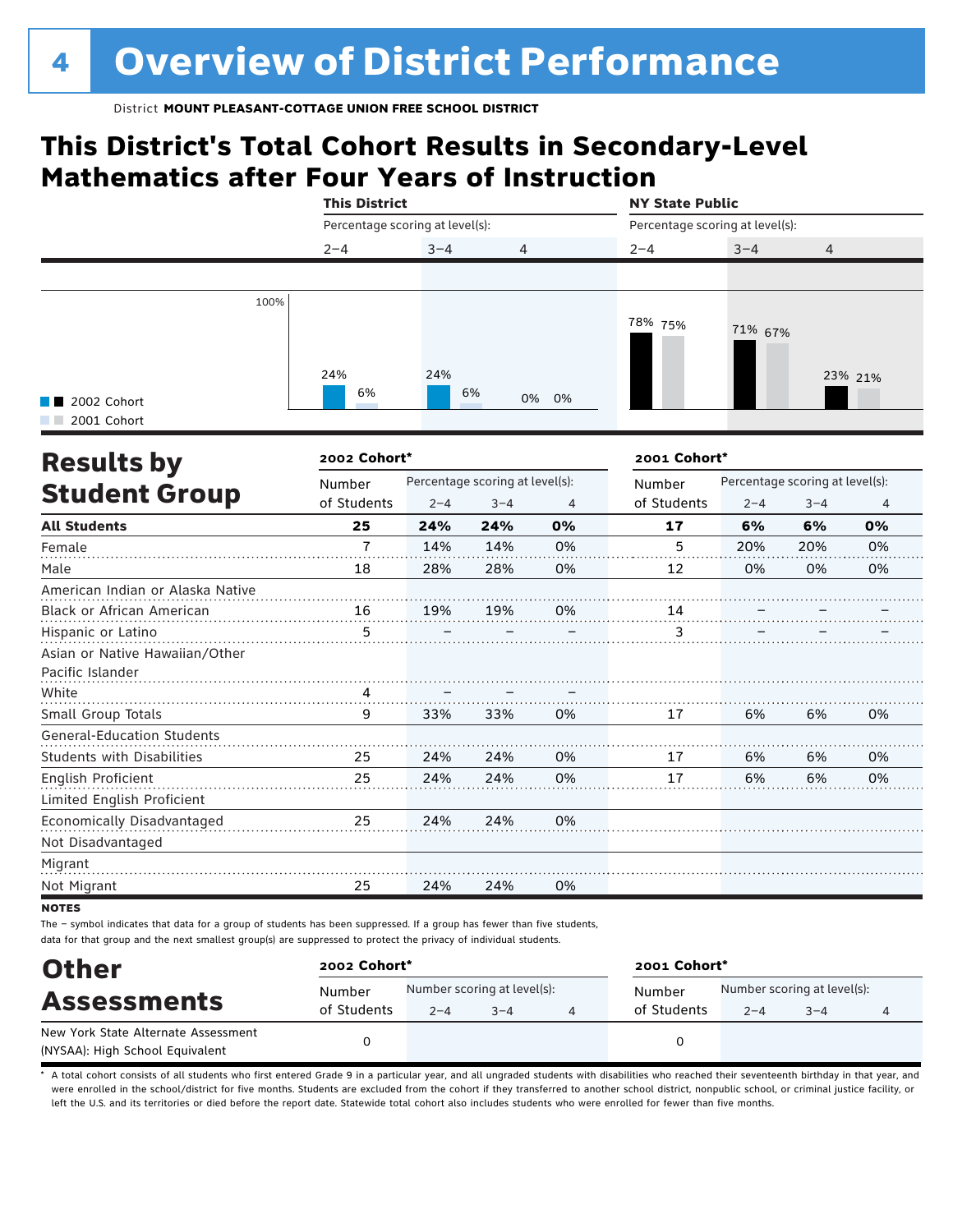# 4 Overview of District Performance

District **MOUNT PLEASANT-COTTAGE UNION FREE SCHOOL DISTRICT**

## This District's Total Cohort Results in Secondary-Level Mathematics after Four Years of Instruction

This District
Percentage scoring at level(s):
2–4 3–4 4

NY State Public
Percentage scoring at level(s):
2–4 3–4 4

100%

24% 6%
24% 6%
0% 0%

78% 75%
71% 67%
23% 21%

2002 Cohort
2001 Cohort

## Results by Student Group

| | 2002 Cohort* | | | | 2001 Cohort* | | | |
|---|---|---|---|---|---|---|---|---|
| | Number of Students | Percentage scoring at level(s): 2–4 | 3–4 | 4 | Number of Students | Percentage scoring at level(s): 2–4 | 3–4 | 4 |
| **All Students** | **25** | **24%** | **24%** | **0%** | **17** | **6%** | **6%** | **0%** |
| Female | 7 | 14% | 14% | 0% | 5 | 20% | 20% | 0% |
| Male | 18 | 28% | 28% | 0% | 12 | 0% | 0% | 0% |
| American Indian or Alaska Native | | | | | | | | |
| Black or African American | 16 | 19% | 19% | 0% | 14 | – | – | – |
| Hispanic or Latino | 5 | – | – | – | 3 | – | – | – |
| Asian or Native Hawaiian/Other Pacific Islander | | | | | | | | |
| White | 4 | – | – | – | | | | |
| Small Group Totals | 9 | 33% | 33% | 0% | 17 | 6% | 6% | 0% |
| General-Education Students | | | | | | | | |
| Students with Disabilities | 25 | 24% | 24% | 0% | 17 | 6% | 6% | 0% |
| English Proficient | 25 | 24% | 24% | 0% | 17 | 6% | 6% | 0% |
| Limited English Proficient | | | | | | | | |
| Economically Disadvantaged | 25 | 24% | 24% | 0% | | | | |
| Not Disadvantaged | | | | | | | | |
| Migrant | | | | | | | | |
| Not Migrant | 25 | 24% | 24% | 0% | | | | |

**NOTES**

The – symbol indicates that data for a group of students has been suppressed. If a group has fewer than five students, data for that group and the next smallest group(s) are suppressed to protect the privacy of individual students.

## Other Assessments

| | 2002 Cohort* | | | | 2001 Cohort* | | | |
|---|---|---|---|---|---|---|---|---|
| | Number of Students | Number scoring at level(s): 2–4 | 3–4 | 4 | Number of Students | Number scoring at level(s): 2–4 | 3–4 | 4 |
| New York State Alternate Assessment (NYSAA): High School Equivalent | 0 | | | | 0 | | | |

* A total cohort consists of all students who first entered Grade 9 in a particular year, and all ungraded students with disabilities who reached their seventeenth birthday in that year, and were enrolled in the school/district for five months. Students are excluded from the cohort if they transferred to another school district, nonpublic school, or criminal justice facility, or left the U.S. and its territories or died before the report date. Statewide total cohort also includes students who were enrolled for fewer than five months.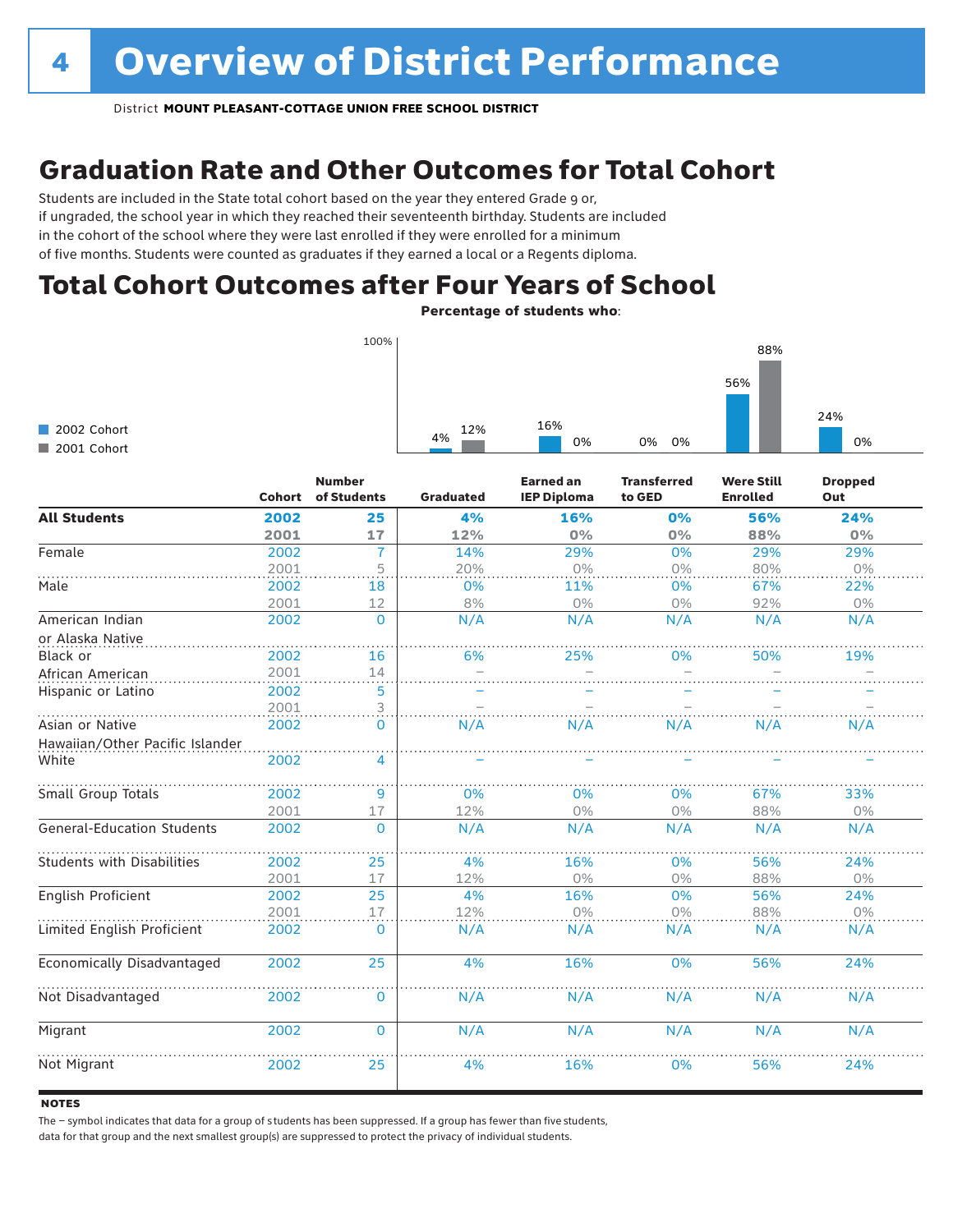# 4 Overview of District Performance

District **MOUNT PLEASANT-COTTAGE UNION FREE SCHOOL DISTRICT**

## Graduation Rate and Other Outcomes for Total Cohort

Students are included in the State total cohort based on the year they entered Grade 9 or, if ungraded, the school year in which they reached their seventeenth birthday. Students are included in the cohort of the school where they were last enrolled if they were enrolled for a minimum of five months. Students were counted as graduates if they earned a local or a Regents diploma.

## Total Cohort Outcomes after Four Years of School

**Percentage of students who:**

100%

4% 12%
16% 0%
0% 0%
56% 88%
24% 0%

2002 Cohort
2001 Cohort

| | Cohort | Number of Students | Graduated | Earned an IEP Diploma | Transferred to GED | Were Still Enrolled | Dropped Out |
|---|---|---|---|---|---|---|---|
| **All Students** | **2002** | **25** | **4%** | **16%** | **0%** | **56%** | **24%** |
| | **2001** | **17** | **12%** | **0%** | **0%** | **88%** | **0%** |
| Female | 2002 | 7 | 14% | 29% | 0% | 29% | 29% |
| | 2001 | 5 | 20% | 0% | 0% | 80% | 0% |
| Male | 2002 | 18 | 0% | 11% | 0% | 67% | 22% |
| | 2001 | 12 | 8% | 0% | 0% | 92% | 0% |
| American Indian or Alaska Native | 2002 | 0 | N/A | N/A | N/A | N/A | N/A |
| Black or African American | 2002 | 16 | 6% | 25% | 0% | 50% | 19% |
| | 2001 | 14 | – | – | – | – | – |
| Hispanic or Latino | 2002 | 5 | – | – | – | – | – |
| | 2001 | 3 | – | – | – | – | – |
| Asian or Native Hawaiian/Other Pacific Islander | 2002 | 0 | N/A | N/A | N/A | N/A | N/A |
| White | 2002 | 4 | – | – | – | – | – |
| Small Group Totals | 2002 | 9 | 0% | 0% | 0% | 67% | 33% |
| | 2001 | 17 | 12% | 0% | 0% | 88% | 0% |
| General-Education Students | 2002 | 0 | N/A | N/A | N/A | N/A | N/A |
| Students with Disabilities | 2002 | 25 | 4% | 16% | 0% | 56% | 24% |
| | 2001 | 17 | 12% | 0% | 0% | 88% | 0% |
| English Proficient | 2002 | 25 | 4% | 16% | 0% | 56% | 24% |
| | 2001 | 17 | 12% | 0% | 0% | 88% | 0% |
| Limited English Proficient | 2002 | 0 | N/A | N/A | N/A | N/A | N/A |
| Economically Disadvantaged | 2002 | 25 | 4% | 16% | 0% | 56% | 24% |
| Not Disadvantaged | 2002 | 0 | N/A | N/A | N/A | N/A | N/A |
| Migrant | 2002 | 0 | N/A | N/A | N/A | N/A | N/A |
| Not Migrant | 2002 | 25 | 4% | 16% | 0% | 56% | 24% |

**NOTES**

The – symbol indicates that data for a group of students has been suppressed. If a group has fewer than five students, data for that group and the next smallest group(s) are suppressed to protect the privacy of individual students.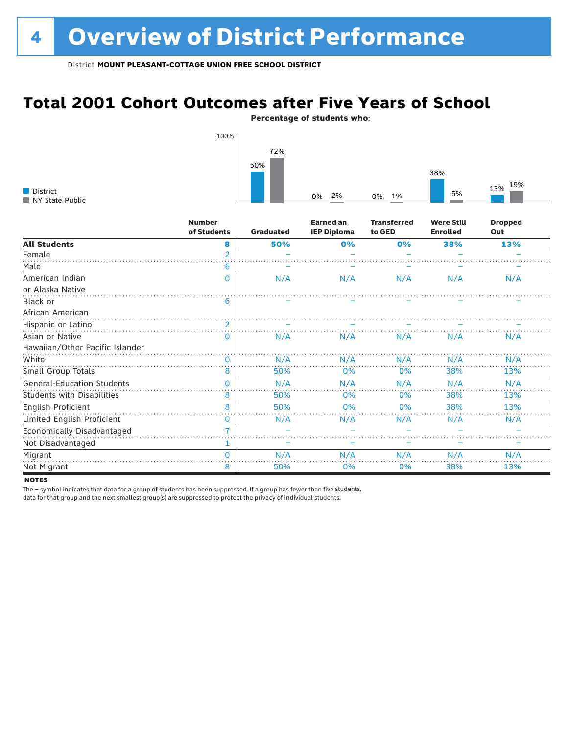# 4 Overview of District Performance

District **MOUNT PLEASANT-COTTAGE UNION FREE SCHOOL DISTRICT**

## Total 2001 Cohort Outcomes after Five Years of School

**Percentage of students who:**

100%

District
NY State Public

50% 72%
0% 2%
0% 1%
38% 5%
13% 19%

| | Number of Students | Graduated | Earned an IEP Diploma | Transferred to GED | Were Still Enrolled | Dropped Out |
|---|---|---|---|---|---|---|
| **All Students** | **8** | **50%** | **0%** | **0%** | **38%** | **13%** |
| Female | 2 | – | – | – | – | – |
| Male | 6 | – | – | – | – | – |
| American Indian or Alaska Native | 0 | N/A | N/A | N/A | N/A | N/A |
| Black or African American | 6 | – | – | – | – | – |
| Hispanic or Latino | 2 | – | – | – | – | – |
| Asian or Native Hawaiian/Other Pacific Islander | 0 | N/A | N/A | N/A | N/A | N/A |
| White | 0 | N/A | N/A | N/A | N/A | N/A |
| Small Group Totals | 8 | 50% | 0% | 0% | 38% | 13% |
| General-Education Students | 0 | N/A | N/A | N/A | N/A | N/A |
| Students with Disabilities | 8 | 50% | 0% | 0% | 38% | 13% |
| English Proficient | 8 | 50% | 0% | 0% | 38% | 13% |
| Limited English Proficient | 0 | N/A | N/A | N/A | N/A | N/A |
| Economically Disadvantaged | 7 | – | – | – | – | – |
| Not Disadvantaged | 1 | – | – | – | – | – |
| Migrant | 0 | N/A | N/A | N/A | N/A | N/A |
| Not Migrant | 8 | 50% | 0% | 0% | 38% | 13% |

**NOTES**

The – symbol indicates that data for a group of students has been suppressed. If a group has fewer than five students, data for that group and the next smallest group(s) are suppressed to protect the privacy of individual students.